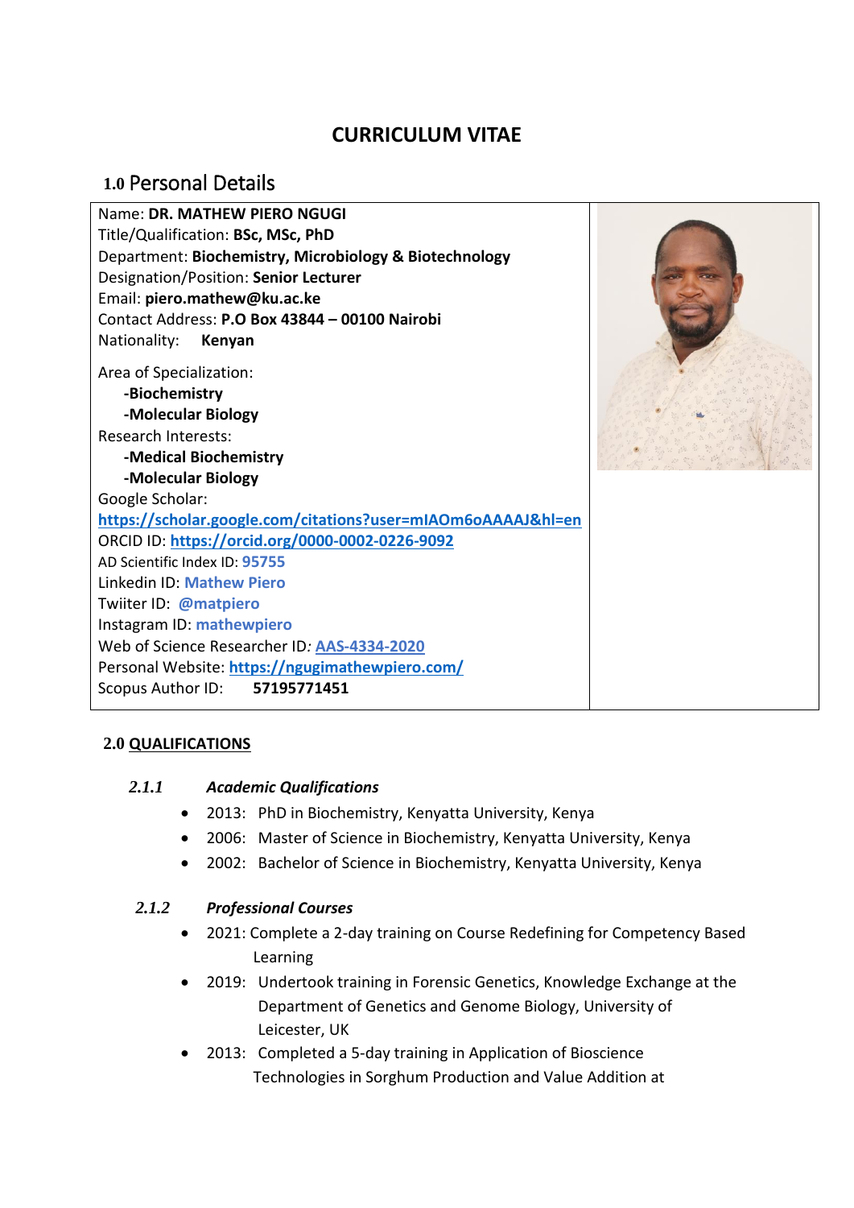# CURRICULUM VITAE

## 1.0 Personal Details

Name: **DR. MATHEW PIERO NGUGI**
Title/Qualification: **BSc, MSc, PhD**
Department: **Biochemistry, Microbiology & Biotechnology**
Designation/Position: **Senior Lecturer**
Email: **piero.mathew@ku.ac.ke**
Contact Address: **P.O Box 43844 – 00100 Nairobi**
Nationality: **Kenyan**

Area of Specialization:
- **-Biochemistry**
- **-Molecular Biology**

Research Interests:
- **-Medical Biochemistry**
- **-Molecular Biology**

Google Scholar: **https://scholar.google.com/citations?user=mIAOm6oAAAAJ&hl=en**
ORCID ID: **https://orcid.org/0000-0002-0226-9092**
AD Scientific Index ID: **95755**
Linkedin ID: **Mathew Piero**
Twiiter ID: **@matpiero**
Instagram ID: **mathewpiero**
Web of Science Researcher ID*:* **AAS-4334-2020**
Personal Website: **https://ngugimathewpiero.com/**
Scopus Author ID: **57195771451**

## 2.0 QUALIFICATIONS

### 2.1.1 *Academic Qualifications*

- 2013: PhD in Biochemistry, Kenyatta University, Kenya
- 2006: Master of Science in Biochemistry, Kenyatta University, Kenya
- 2002: Bachelor of Science in Biochemistry, Kenyatta University, Kenya

### 2.1.2 *Professional Courses*

- 2021: Complete a 2-day training on Course Redefining for Competency Based Learning
- 2019: Undertook training in Forensic Genetics, Knowledge Exchange at the Department of Genetics and Genome Biology, University of Leicester, UK
- 2013: Completed a 5-day training in Application of Bioscience Technologies in Sorghum Production and Value Addition at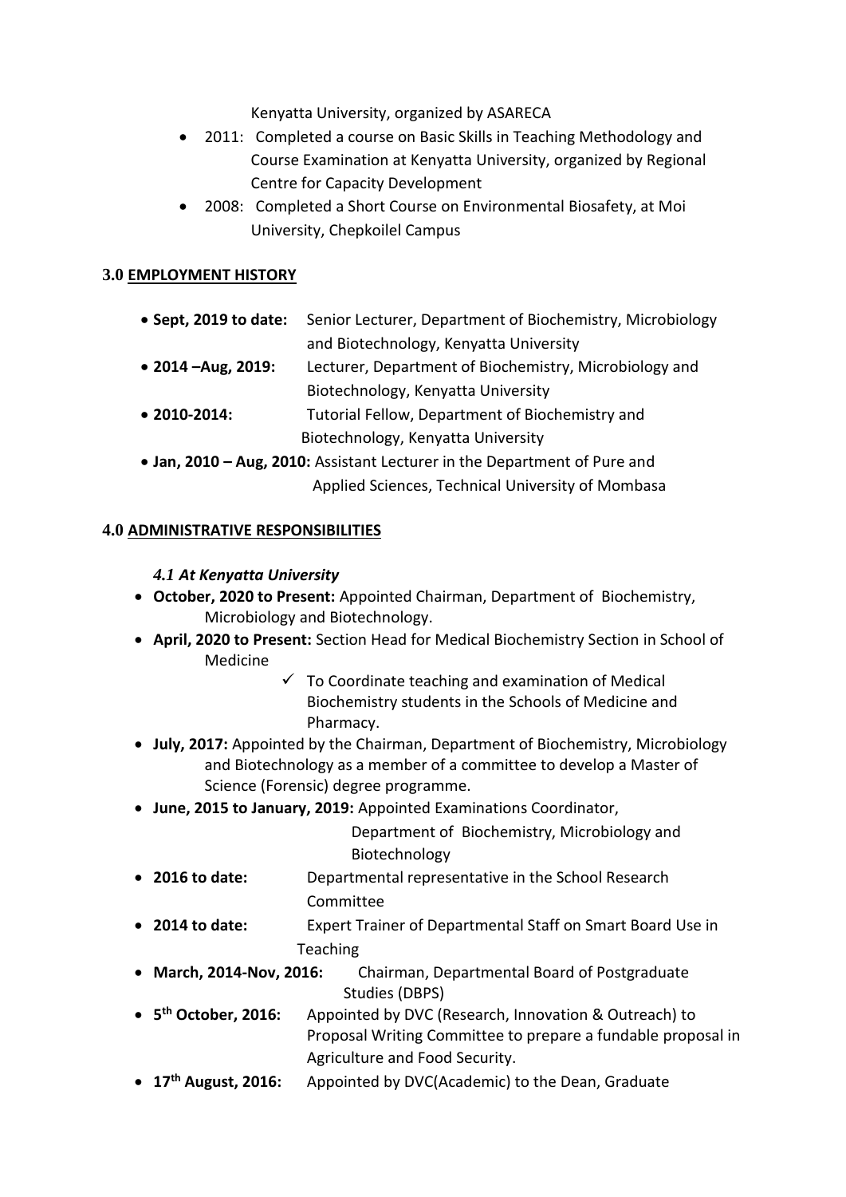Kenyatta University, organized by ASARECA

- 2011: Completed a course on Basic Skills in Teaching Methodology and Course Examination at Kenyatta University, organized by Regional Centre for Capacity Development
- 2008: Completed a Short Course on Environmental Biosafety, at Moi University, Chepkoilel Campus

## 3.0 EMPLOYMENT HISTORY

- **Sept, 2019 to date:** Senior Lecturer, Department of Biochemistry, Microbiology and Biotechnology, Kenyatta University
- **2014 –Aug, 2019:** Lecturer, Department of Biochemistry, Microbiology and Biotechnology, Kenyatta University
- **2010-2014:** Tutorial Fellow, Department of Biochemistry and Biotechnology, Kenyatta University
- **Jan, 2010 – Aug, 2010:** Assistant Lecturer in the Department of Pure and Applied Sciences, Technical University of Mombasa

## 4.0 ADMINISTRATIVE RESPONSIBILITIES

### *4.1 At Kenyatta University*

- **October, 2020 to Present:** Appointed Chairman, Department of Biochemistry, Microbiology and Biotechnology.
- **April, 2020 to Present:** Section Head for Medical Biochemistry Section in School of Medicine
  - ✓ To Coordinate teaching and examination of Medical Biochemistry students in the Schools of Medicine and Pharmacy.
- **July, 2017:** Appointed by the Chairman, Department of Biochemistry, Microbiology and Biotechnology as a member of a committee to develop a Master of Science (Forensic) degree programme.
- **June, 2015 to January, 2019:** Appointed Examinations Coordinator, Department of Biochemistry, Microbiology and Biotechnology
- **2016 to date:** Departmental representative in the School Research Committee
- **2014 to date:** Expert Trainer of Departmental Staff on Smart Board Use in Teaching
- **March, 2014-Nov, 2016:** Chairman, Departmental Board of Postgraduate Studies (DBPS)
- **5th October, 2016:** Appointed by DVC (Research, Innovation & Outreach) to Proposal Writing Committee to prepare a fundable proposal in Agriculture and Food Security.
- **17th August, 2016:** Appointed by DVC(Academic) to the Dean, Graduate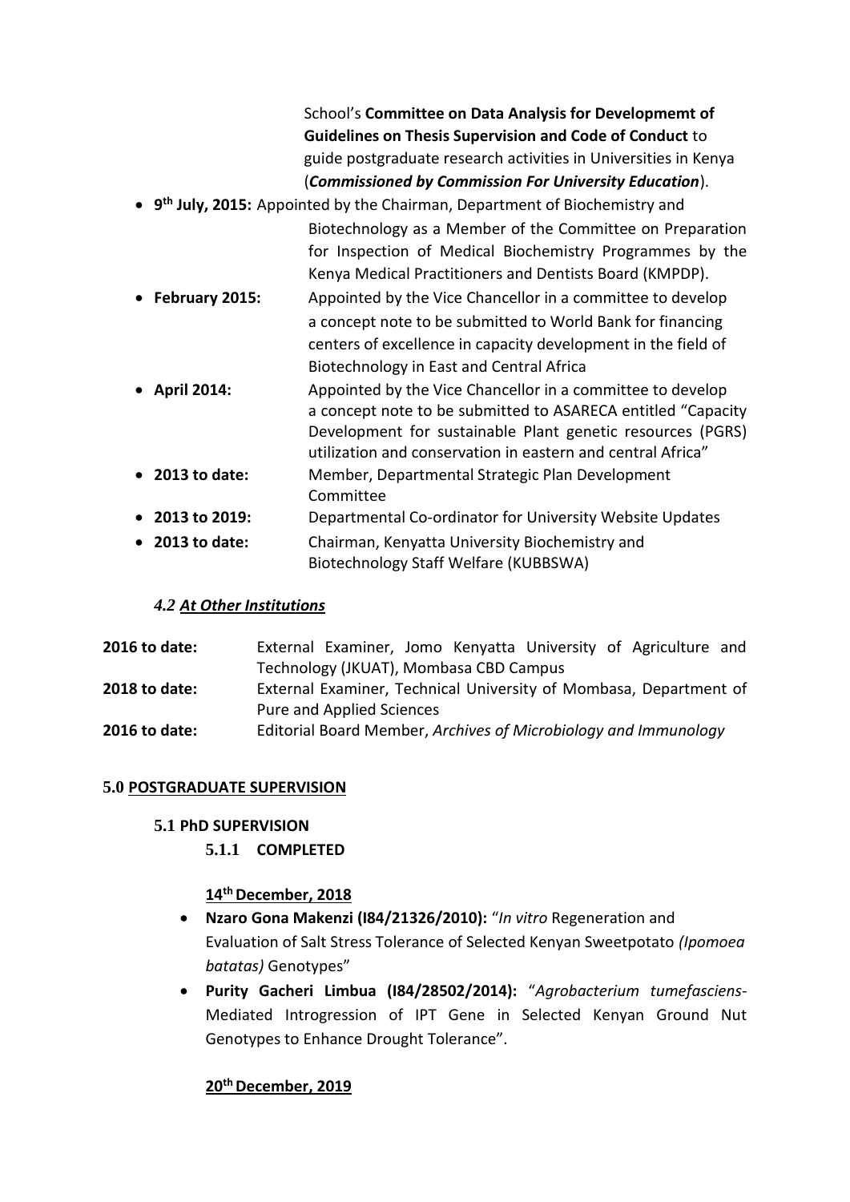School's **Committee on Data Analysis for Developmemt of Guidelines on Thesis Supervision and Code of Conduct** to guide postgraduate research activities in Universities in Kenya (***Commissioned by Commission For University Education***).

- **9th July, 2015:** Appointed by the Chairman, Department of Biochemistry and Biotechnology as a Member of the Committee on Preparation for Inspection of Medical Biochemistry Programmes by the Kenya Medical Practitioners and Dentists Board (KMPDP).
- **February 2015:** Appointed by the Vice Chancellor in a committee to develop a concept note to be submitted to World Bank for financing centers of excellence in capacity development in the field of Biotechnology in East and Central Africa
- **April 2014:** Appointed by the Vice Chancellor in a committee to develop a concept note to be submitted to ASARECA entitled "Capacity Development for sustainable Plant genetic resources (PGRS) utilization and conservation in eastern and central Africa"
- **2013 to date:** Member, Departmental Strategic Plan Development Committee
- **2013 to 2019:** Departmental Co-ordinator for University Website Updates
- **2013 to date:** Chairman, Kenyatta University Biochemistry and Biotechnology Staff Welfare (KUBBSWA)

### *4.2 At Other Institutions*

**2016 to date:** External Examiner, Jomo Kenyatta University of Agriculture and Technology (JKUAT), Mombasa CBD Campus

**2018 to date:** External Examiner, Technical University of Mombasa, Department of Pure and Applied Sciences

**2016 to date:** Editorial Board Member, *Archives of Microbiology and Immunology*

## 5.0 POSTGRADUATE SUPERVISION

### 5.1 PhD SUPERVISION

#### 5.1.1 COMPLETED

**14th December, 2018**

- **Nzaro Gona Makenzi (I84/21326/2010):** "*In vitro* Regeneration and Evaluation of Salt Stress Tolerance of Selected Kenyan Sweetpotato *(Ipomoea batatas)* Genotypes"
- **Purity Gacheri Limbua (I84/28502/2014):** "*Agrobacterium tumefasciens*-Mediated Introgression of IPT Gene in Selected Kenyan Ground Nut Genotypes to Enhance Drought Tolerance".

**20th December, 2019**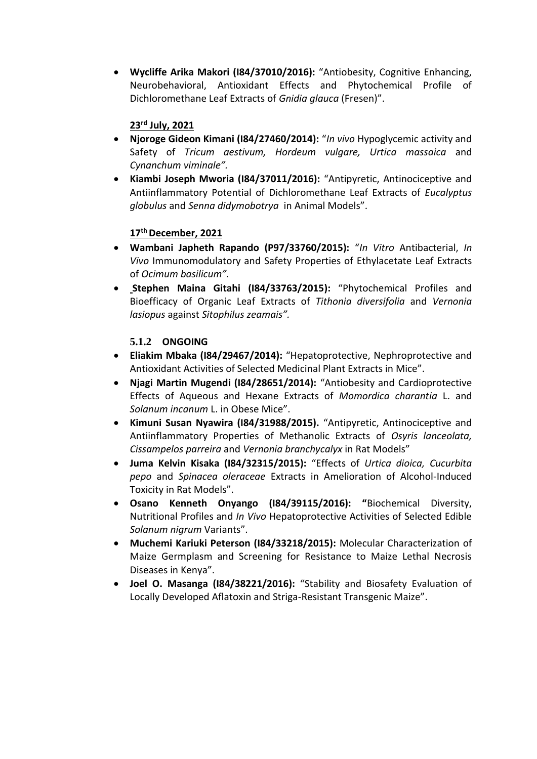- **Wycliffe Arika Makori (I84/37010/2016):** "Antiobesity, Cognitive Enhancing, Neurobehavioral, Antioxidant Effects and Phytochemical Profile of Dichloromethane Leaf Extracts of *Gnidia glauca* (Fresen)".

**23rd July, 2021**

- **Njoroge Gideon Kimani (I84/27460/2014):** "*In vivo* Hypoglycemic activity and Safety of *Tricum aestivum, Hordeum vulgare, Urtica massaica* and *Cynanchum viminale"*.
- **Kiambi Joseph Mworia (I84/37011/2016):** "Antipyretic, Antinociceptive and Antiinflammatory Potential of Dichloromethane Leaf Extracts of *Eucalyptus globulus* and *Senna didymobotrya* in Animal Models".

**17th December, 2021**

- **Wambani Japheth Rapando (P97/33760/2015):** "*In Vitro* Antibacterial, *In Vivo* Immunomodulatory and Safety Properties of Ethylacetate Leaf Extracts of *Ocimum basilicum".*
- **Stephen Maina Gitahi (I84/33763/2015):** "Phytochemical Profiles and Bioefficacy of Organic Leaf Extracts of *Tithonia diversifolia* and *Vernonia lasiopus* against *Sitophilus zeamais"*.

### 5.1.2 ONGOING

- **Eliakim Mbaka (I84/29467/2014):** "Hepatoprotective, Nephroprotective and Antioxidant Activities of Selected Medicinal Plant Extracts in Mice".
- **Njagi Martin Mugendi (I84/28651/2014):** "Antiobesity and Cardioprotective Effects of Aqueous and Hexane Extracts of *Momordica charantia* L. and *Solanum incanum* L. in Obese Mice".
- **Kimuni Susan Nyawira (I84/31988/2015).** "Antipyretic, Antinociceptive and Antiinflammatory Properties of Methanolic Extracts of *Osyris lanceolata, Cissampelos parreira* and *Vernonia branchycalyx* in Rat Models"
- **Juma Kelvin Kisaka (I84/32315/2015):** "Effects of *Urtica dioica, Cucurbita pepo* and *Spinacea oleraceae* Extracts in Amelioration of Alcohol-Induced Toxicity in Rat Models".
- **Osano Kenneth Onyango (I84/39115/2016): "**Biochemical Diversity, Nutritional Profiles and *In Vivo* Hepatoprotective Activities of Selected Edible *Solanum nigrum* Variants".
- **Muchemi Kariuki Peterson (I84/33218/2015):** Molecular Characterization of Maize Germplasm and Screening for Resistance to Maize Lethal Necrosis Diseases in Kenya".
- **Joel O. Masanga (I84/38221/2016):** "Stability and Biosafety Evaluation of Locally Developed Aflatoxin and Striga-Resistant Transgenic Maize".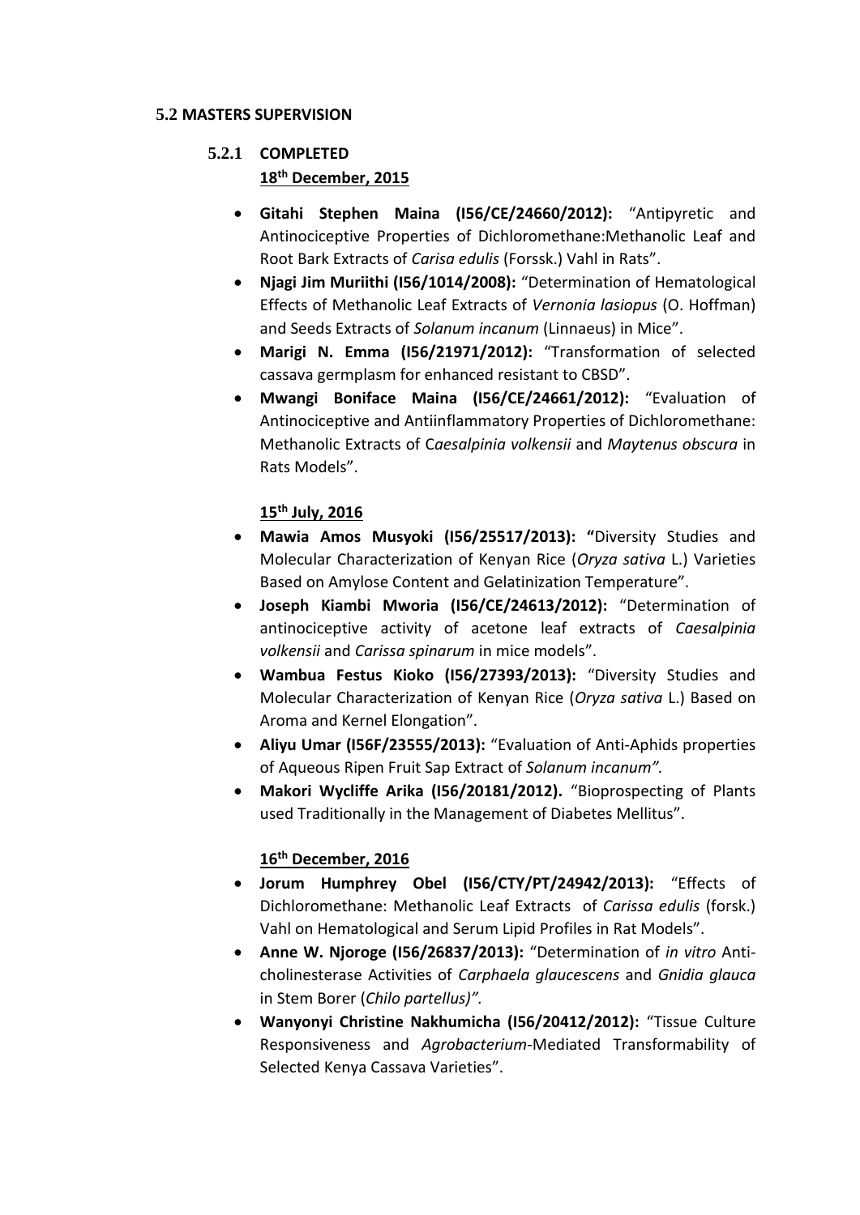## 5.2 MASTERS SUPERVISION

### 5.2.1 COMPLETED

**18th December, 2015**

- **Gitahi Stephen Maina (I56/CE/24660/2012):** "Antipyretic and Antinociceptive Properties of Dichloromethane:Methanolic Leaf and Root Bark Extracts of *Carisa edulis* (Forssk.) Vahl in Rats".
- **Njagi Jim Muriithi (I56/1014/2008):** "Determination of Hematological Effects of Methanolic Leaf Extracts of *Vernonia lasiopus* (O. Hoffman) and Seeds Extracts of *Solanum incanum* (Linnaeus) in Mice".
- **Marigi N. Emma (I56/21971/2012):** "Transformation of selected cassava germplasm for enhanced resistant to CBSD".
- **Mwangi Boniface Maina (I56/CE/24661/2012):** "Evaluation of Antinociceptive and Antiinflammatory Properties of Dichloromethane: Methanolic Extracts of C*aesalpinia volkensii* and *Maytenus obscura* in Rats Models".

**15th July, 2016**

- **Mawia Amos Musyoki (I56/25517/2013): "**Diversity Studies and Molecular Characterization of Kenyan Rice (*Oryza sativa* L.) Varieties Based on Amylose Content and Gelatinization Temperature".
- **Joseph Kiambi Mworia (I56/CE/24613/2012):** "Determination of antinociceptive activity of acetone leaf extracts of *Caesalpinia volkensii* and *Carissa spinarum* in mice models".
- **Wambua Festus Kioko (I56/27393/2013):** "Diversity Studies and Molecular Characterization of Kenyan Rice (*Oryza sativa* L.) Based on Aroma and Kernel Elongation".
- **Aliyu Umar (I56F/23555/2013):** "Evaluation of Anti-Aphids properties of Aqueous Ripen Fruit Sap Extract of *Solanum incanum".*
- **Makori Wycliffe Arika (I56/20181/2012).** "Bioprospecting of Plants used Traditionally in the Management of Diabetes Mellitus".

**16th December, 2016**

- **Jorum Humphrey Obel (I56/CTY/PT/24942/2013):** "Effects of Dichloromethane: Methanolic Leaf Extracts of *Carissa edulis* (forsk.) Vahl on Hematological and Serum Lipid Profiles in Rat Models".
- **Anne W. Njoroge (I56/26837/2013):** "Determination of *in vitro* Anti-cholinesterase Activities of *Carphaela glaucescens* and *Gnidia glauca* in Stem Borer (*Chilo partellus)".*
- **Wanyonyi Christine Nakhumicha (I56/20412/2012):** "Tissue Culture Responsiveness and *Agrobacterium*-Mediated Transformability of Selected Kenya Cassava Varieties".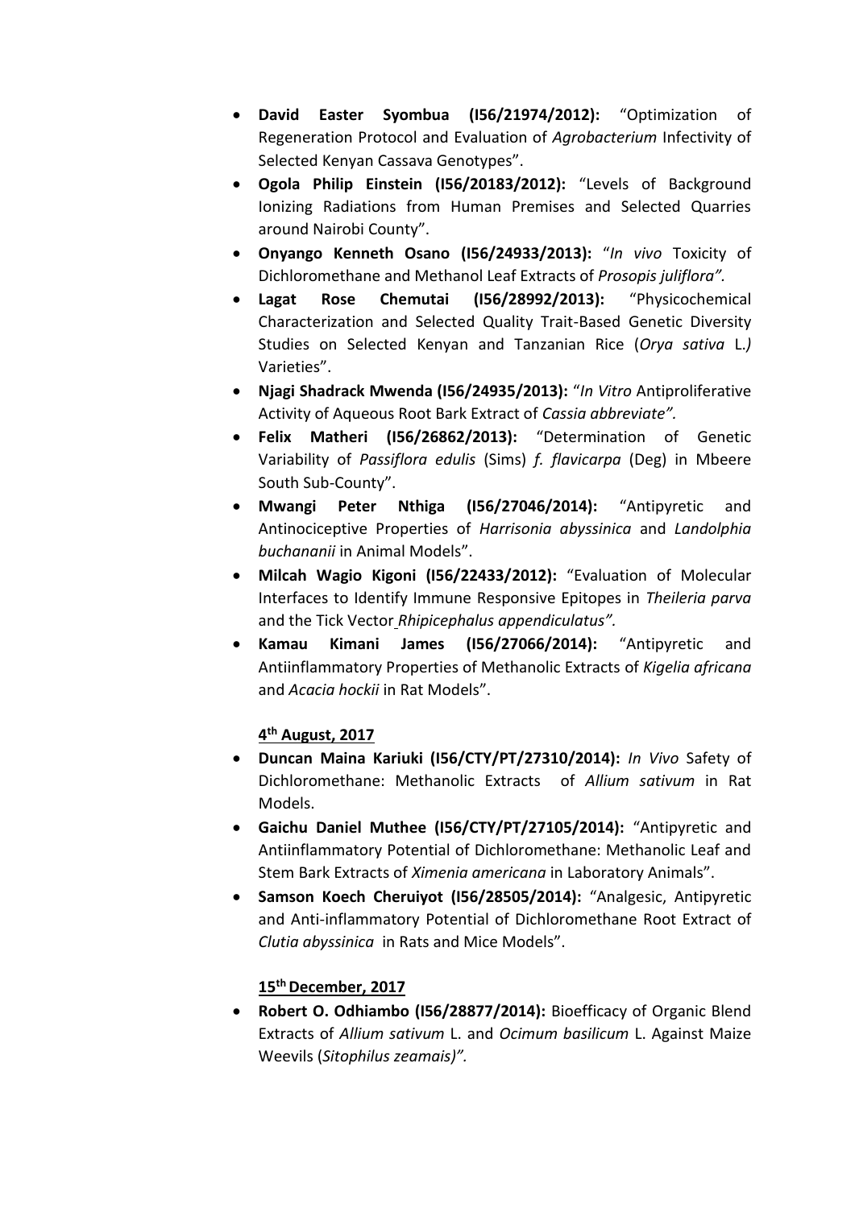- **David Easter Syombua (I56/21974/2012):** "Optimization of Regeneration Protocol and Evaluation of *Agrobacterium* Infectivity of Selected Kenyan Cassava Genotypes".
- **Ogola Philip Einstein (I56/20183/2012):** "Levels of Background Ionizing Radiations from Human Premises and Selected Quarries around Nairobi County".
- **Onyango Kenneth Osano (I56/24933/2013):** "*In vivo* Toxicity of Dichloromethane and Methanol Leaf Extracts of *Prosopis juliflora".*
- **Lagat Rose Chemutai (I56/28992/2013):** "Physicochemical Characterization and Selected Quality Trait-Based Genetic Diversity Studies on Selected Kenyan and Tanzanian Rice (*Orya sativa* L.*)* Varieties".
- **Njagi Shadrack Mwenda (I56/24935/2013):** "*In Vitro* Antiproliferative Activity of Aqueous Root Bark Extract of *Cassia abbreviate".*
- **Felix Matheri (I56/26862/2013):** "Determination of Genetic Variability of *Passiflora edulis* (Sims) *f. flavicarpa* (Deg) in Mbeere South Sub-County".
- **Mwangi Peter Nthiga (I56/27046/2014):** "Antipyretic and Antinociceptive Properties of *Harrisonia abyssinica* and *Landolphia buchananii* in Animal Models".
- **Milcah Wagio Kigoni (I56/22433/2012):** "Evaluation of Molecular Interfaces to Identify Immune Responsive Epitopes in *Theileria parva* and the Tick Vector *Rhipicephalus appendiculatus".*
- **Kamau Kimani James (I56/27066/2014):** "Antipyretic and Antiinflammatory Properties of Methanolic Extracts of *Kigelia africana* and *Acacia hockii* in Rat Models".

**4th August, 2017**

- **Duncan Maina Kariuki (I56/CTY/PT/27310/2014):** *In Vivo* Safety of Dichloromethane: Methanolic Extracts of *Allium sativum* in Rat Models.
- **Gaichu Daniel Muthee (I56/CTY/PT/27105/2014):** "Antipyretic and Antiinflammatory Potential of Dichloromethane: Methanolic Leaf and Stem Bark Extracts of *Ximenia americana* in Laboratory Animals".
- **Samson Koech Cheruiyot (I56/28505/2014):** "Analgesic, Antipyretic and Anti-inflammatory Potential of Dichloromethane Root Extract of *Clutia abyssinica* in Rats and Mice Models".

**15th December, 2017**

- **Robert O. Odhiambo (I56/28877/2014):** Bioefficacy of Organic Blend Extracts of *Allium sativum* L. and *Ocimum basilicum* L. Against Maize Weevils (*Sitophilus zeamais)".*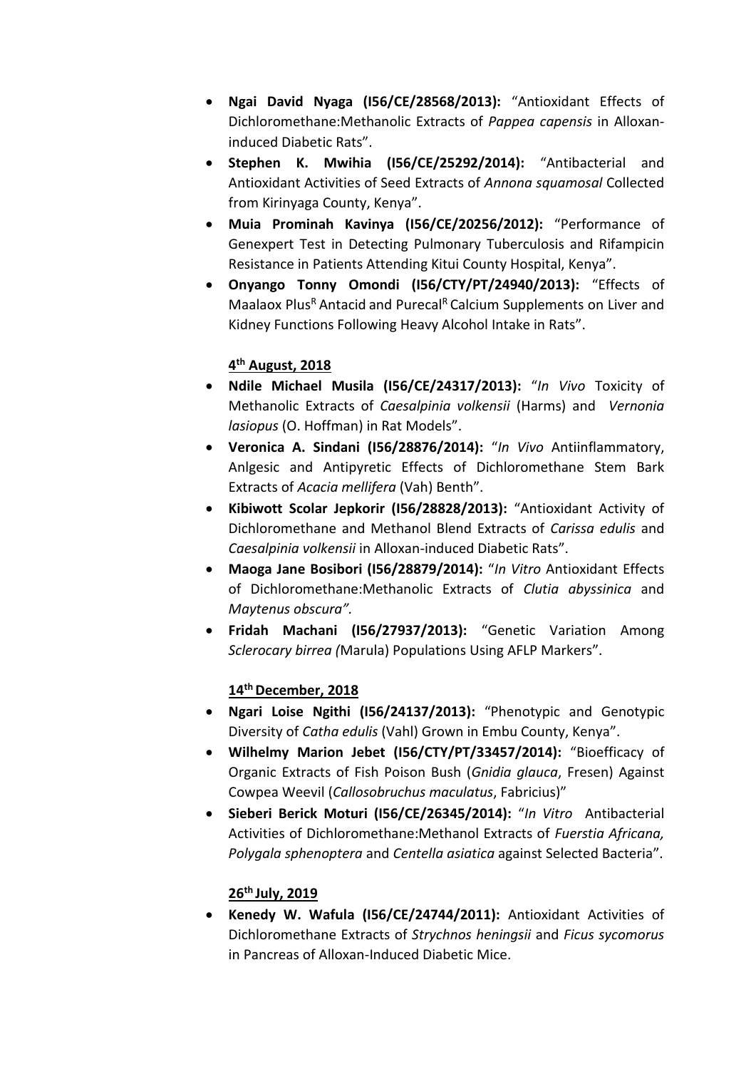- **Ngai David Nyaga (I56/CE/28568/2013):** "Antioxidant Effects of Dichloromethane:Methanolic Extracts of *Pappea capensis* in Alloxan-induced Diabetic Rats".
- **Stephen K. Mwihia (I56/CE/25292/2014):** "Antibacterial and Antioxidant Activities of Seed Extracts of *Annona squamosal* Collected from Kirinyaga County, Kenya".
- **Muia Prominah Kavinya (I56/CE/20256/2012):** "Performance of Genexpert Test in Detecting Pulmonary Tuberculosis and Rifampicin Resistance in Patients Attending Kitui County Hospital, Kenya".
- **Onyango Tonny Omondi (I56/CTY/PT/24940/2013):** "Effects of Maalaox Plus[R] Antacid and Purecal[R] Calcium Supplements on Liver and Kidney Functions Following Heavy Alcohol Intake in Rats".

**4th August, 2018**

- **Ndile Michael Musila (I56/CE/24317/2013):** "*In Vivo* Toxicity of Methanolic Extracts of *Caesalpinia volkensii* (Harms) and *Vernonia lasiopus* (O. Hoffman) in Rat Models".
- **Veronica A. Sindani (I56/28876/2014):** "*In Vivo* Antiinflammatory, Anlgesic and Antipyretic Effects of Dichloromethane Stem Bark Extracts of *Acacia mellifera* (Vah) Benth".
- **Kibiwott Scolar Jepkorir (I56/28828/2013):** "Antioxidant Activity of Dichloromethane and Methanol Blend Extracts of *Carissa edulis* and *Caesalpinia volkensii* in Alloxan-induced Diabetic Rats".
- **Maoga Jane Bosibori (I56/28879/2014):** "*In Vitro* Antioxidant Effects of Dichloromethane:Methanolic Extracts of *Clutia abyssinica* and *Maytenus obscura".*
- **Fridah Machani (I56/27937/2013):** "Genetic Variation Among *Sclerocary birrea (*Marula) Populations Using AFLP Markers".

**14th December, 2018**

- **Ngari Loise Ngithi (I56/24137/2013):** "Phenotypic and Genotypic Diversity of *Catha edulis* (Vahl) Grown in Embu County, Kenya".
- **Wilhelmy Marion Jebet (I56/CTY/PT/33457/2014):** "Bioefficacy of Organic Extracts of Fish Poison Bush (*Gnidia glauca*, Fresen) Against Cowpea Weevil (*Callosobruchus maculatus*, Fabricius)"
- **Sieberi Berick Moturi (I56/CE/26345/2014):** "*In Vitro* Antibacterial Activities of Dichloromethane:Methanol Extracts of *Fuerstia Africana, Polygala sphenoptera* and *Centella asiatica* against Selected Bacteria".

**26th July, 2019**

- **Kenedy W. Wafula (I56/CE/24744/2011):** Antioxidant Activities of Dichloromethane Extracts of *Strychnos heningsii* and *Ficus sycomorus* in Pancreas of Alloxan-Induced Diabetic Mice.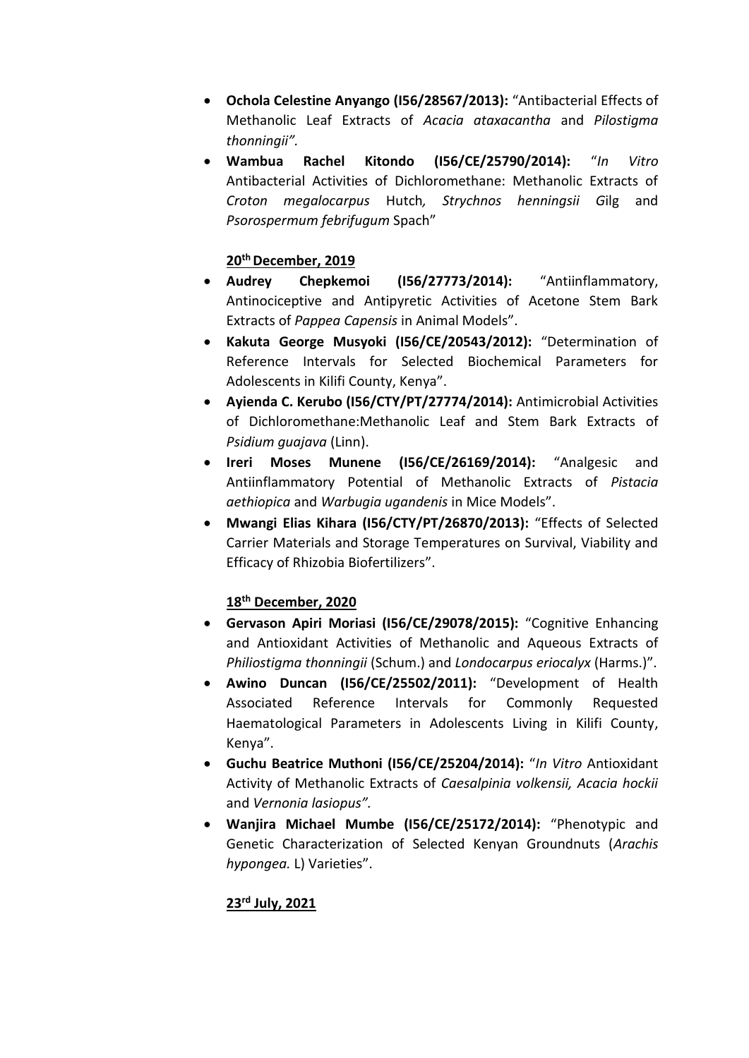- **Ochola Celestine Anyango (I56/28567/2013):** "Antibacterial Effects of Methanolic Leaf Extracts of *Acacia ataxacantha* and *Pilostigma thonningii".*
- **Wambua Rachel Kitondo (I56/CE/25790/2014):** "*In Vitro* Antibacterial Activities of Dichloromethane: Methanolic Extracts of *Croton megalocarpus* Hutch*, Strychnos henningsii G*ilg and *Psorospermum febrifugum* Spach"

**20th December, 2019**

- **Audrey Chepkemoi (I56/27773/2014):** "Antiinflammatory, Antinociceptive and Antipyretic Activities of Acetone Stem Bark Extracts of *Pappea Capensis* in Animal Models".
- **Kakuta George Musyoki (I56/CE/20543/2012):** "Determination of Reference Intervals for Selected Biochemical Parameters for Adolescents in Kilifi County, Kenya".
- **Ayienda C. Kerubo (I56/CTY/PT/27774/2014):** Antimicrobial Activities of Dichloromethane:Methanolic Leaf and Stem Bark Extracts of *Psidium guajava* (Linn).
- **Ireri Moses Munene (I56/CE/26169/2014):** "Analgesic and Antiinflammatory Potential of Methanolic Extracts of *Pistacia aethiopica* and *Warbugia ugandenis* in Mice Models".
- **Mwangi Elias Kihara (I56/CTY/PT/26870/2013):** "Effects of Selected Carrier Materials and Storage Temperatures on Survival, Viability and Efficacy of Rhizobia Biofertilizers".

**18th December, 2020**

- **Gervason Apiri Moriasi (I56/CE/29078/2015):** "Cognitive Enhancing and Antioxidant Activities of Methanolic and Aqueous Extracts of *Philiostigma thonningii* (Schum.) and *Londocarpus eriocalyx* (Harms.)".
- **Awino Duncan (I56/CE/25502/2011):** "Development of Health Associated Reference Intervals for Commonly Requested Haematological Parameters in Adolescents Living in Kilifi County, Kenya".
- **Guchu Beatrice Muthoni (I56/CE/25204/2014):** "*In Vitro* Antioxidant Activity of Methanolic Extracts of *Caesalpinia volkensii, Acacia hockii* and *Vernonia lasiopus".*
- **Wanjira Michael Mumbe (I56/CE/25172/2014):** "Phenotypic and Genetic Characterization of Selected Kenyan Groundnuts (*Arachis hypongea.* L) Varieties".

**23rd July, 2021**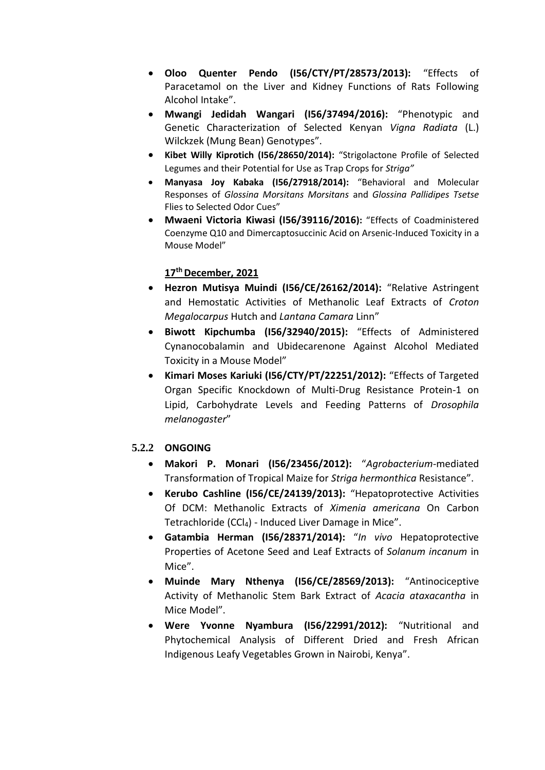- **Oloo Quenter Pendo (I56/CTY/PT/28573/2013):** "Effects of Paracetamol on the Liver and Kidney Functions of Rats Following Alcohol Intake".
- **Mwangi Jedidah Wangari (I56/37494/2016):** "Phenotypic and Genetic Characterization of Selected Kenyan *Vigna Radiata* (L.) Wilckzek (Mung Bean) Genotypes".
- **Kibet Willy Kiprotich (I56/28650/2014):** "Strigolactone Profile of Selected Legumes and their Potential for Use as Trap Crops for *Striga"*
- **Manyasa Joy Kabaka (I56/27918/2014):** "Behavioral and Molecular Responses of *Glossina Morsitans Morsitans* and *Glossina Pallidipes Tsetse* Flies to Selected Odor Cues"
- **Mwaeni Victoria Kiwasi (I56/39116/2016):** "Effects of Coadministered Coenzyme Q10 and Dimercaptosuccinic Acid on Arsenic-Induced Toxicity in a Mouse Model"

**17th December, 2021**

- **Hezron Mutisya Muindi (I56/CE/26162/2014):** "Relative Astringent and Hemostatic Activities of Methanolic Leaf Extracts of *Croton Megalocarpus* Hutch and *Lantana Camara* Linn"
- **Biwott Kipchumba (I56/32940/2015):** "Effects of Administered Cynanocobalamin and Ubidecarenone Against Alcohol Mediated Toxicity in a Mouse Model"
- **Kimari Moses Kariuki (I56/CTY/PT/22251/2012):** "Effects of Targeted Organ Specific Knockdown of Multi-Drug Resistance Protein-1 on Lipid, Carbohydrate Levels and Feeding Patterns of *Drosophila melanogaster*"

### 5.2.2 ONGOING

- **Makori P. Monari (I56/23456/2012):** "*Agrobacterium*-mediated Transformation of Tropical Maize for *Striga hermonthica* Resistance".
- **Kerubo Cashline (I56/CE/24139/2013):** "Hepatoprotective Activities Of DCM: Methanolic Extracts of *Ximenia americana* On Carbon Tetrachloride ($CCl_4$) - Induced Liver Damage in Mice".
- **Gatambia Herman (I56/28371/2014):** "*In vivo* Hepatoprotective Properties of Acetone Seed and Leaf Extracts of *Solanum incanum* in Mice".
- **Muinde Mary Nthenya (I56/CE/28569/2013):** "Antinociceptive Activity of Methanolic Stem Bark Extract of *Acacia ataxacantha* in Mice Model".
- **Were Yvonne Nyambura (I56/22991/2012):** "Nutritional and Phytochemical Analysis of Different Dried and Fresh African Indigenous Leafy Vegetables Grown in Nairobi, Kenya".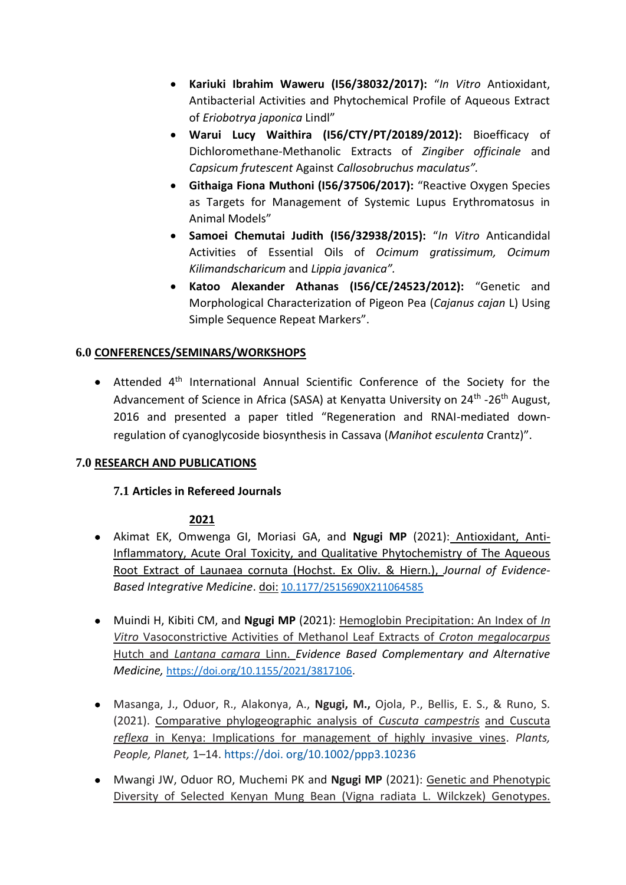- **Kariuki Ibrahim Waweru (I56/38032/2017):** "*In Vitro* Antioxidant, Antibacterial Activities and Phytochemical Profile of Aqueous Extract of *Eriobotrya japonica* Lindl"
- **Warui Lucy Waithira (I56/CTY/PT/20189/2012):** Bioefficacy of Dichloromethane-Methanolic Extracts of *Zingiber officinale* and *Capsicum frutescent* Against *Callosobruchus maculatus".*
- **Githaiga Fiona Muthoni (I56/37506/2017):** "Reactive Oxygen Species as Targets for Management of Systemic Lupus Erythromatosus in Animal Models"
- **Samoei Chemutai Judith (I56/32938/2015):** "*In Vitro* Anticandidal Activities of Essential Oils of *Ocimum gratissimum, Ocimum Kilimandscharicum* and *Lippia javanica".*
- **Katoo Alexander Athanas (I56/CE/24523/2012):** "Genetic and Morphological Characterization of Pigeon Pea (*Cajanus cajan* L) Using Simple Sequence Repeat Markers".

## 6.0 CONFERENCES/SEMINARS/WORKSHOPS

- Attended 4th International Annual Scientific Conference of the Society for the Advancement of Science in Africa (SASA) at Kenyatta University on 24th -26th August, 2016 and presented a paper titled "Regeneration and RNAI-mediated down-regulation of cyanoglycoside biosynthesis in Cassava (*Manihot esculenta* Crantz)".

## 7.0 RESEARCH AND PUBLICATIONS

### 7.1 Articles in Refereed Journals

**2021**

- Akimat EK, Omwenga GI, Moriasi GA, and **Ngugi MP** (2021): Antioxidant, Anti-Inflammatory, Acute Oral Toxicity, and Qualitative Phytochemistry of The Aqueous Root Extract of Launaea cornuta (Hochst. Ex Oliv. & Hiern.), *Journal of Evidence-Based Integrative Medicine*. doi: 10.1177/2515690X211064585

- Muindi H, Kibiti CM, and **Ngugi MP** (2021): Hemoglobin Precipitation: An Index of *In Vitro* Vasoconstrictive Activities of Methanol Leaf Extracts of *Croton megalocarpus* Hutch and *Lantana camara* Linn. *Evidence Based Complementary and Alternative Medicine,* https://doi.org/10.1155/2021/3817106.

- Masanga, J., Oduor, R., Alakonya, A., **Ngugi, M.,** Ojola, P., Bellis, E. S., & Runo, S. (2021). Comparative phylogeographic analysis of *Cuscuta campestris* and Cuscuta *reflexa* in Kenya: Implications for management of highly invasive vines. *Plants, People, Planet,* 1–14. https://doi. org/10.1002/ppp3.10236

- Mwangi JW, Oduor RO, Muchemi PK and **Ngugi MP** (2021): Genetic and Phenotypic Diversity of Selected Kenyan Mung Bean (Vigna radiata L. Wilczkek) Genotypes.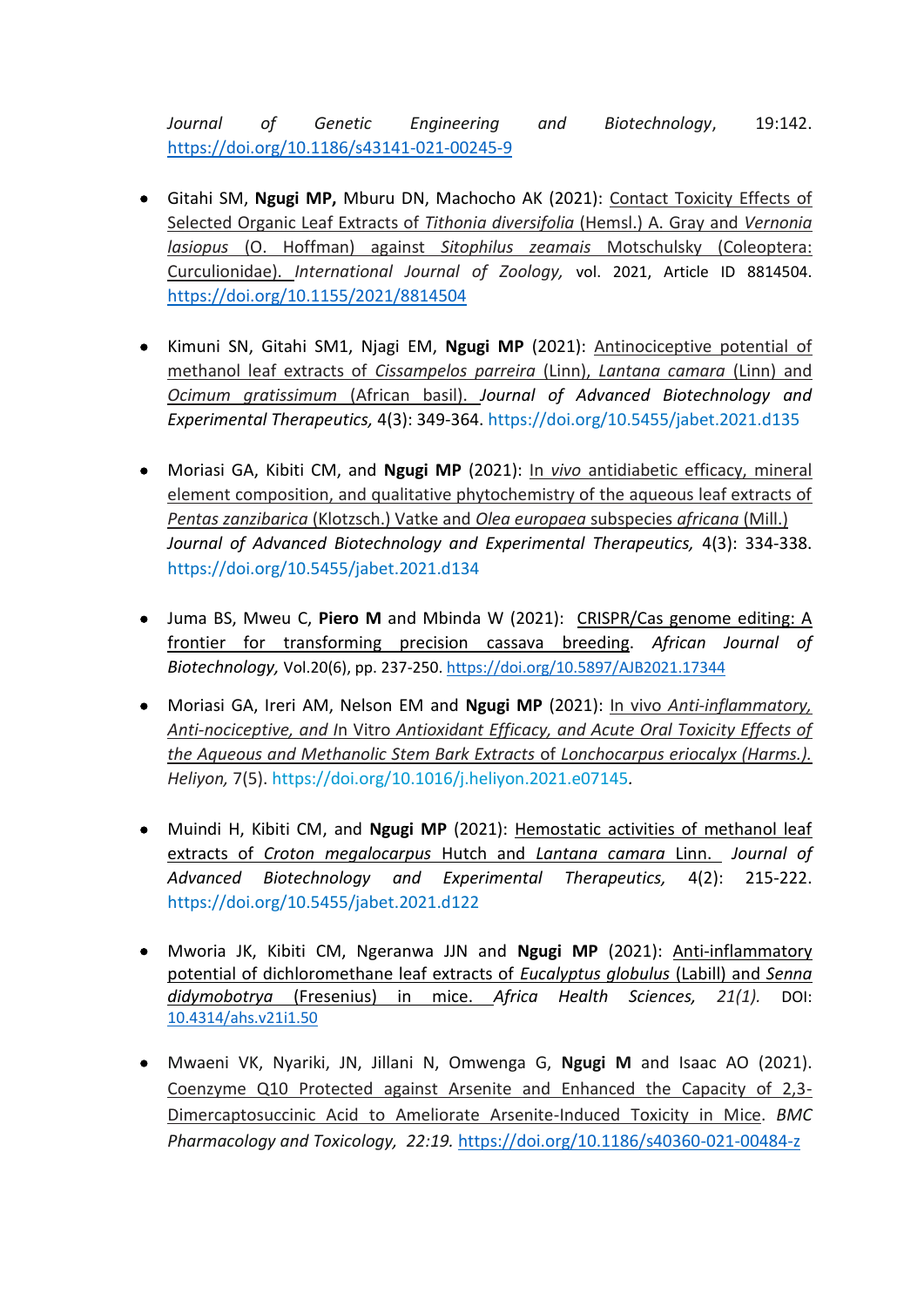*Journal of Genetic Engineering and Biotechnology*, 19:142. https://doi.org/10.1186/s43141-021-00245-9

- Gitahi SM, **Ngugi MP,** Mburu DN, Machocho AK (2021): Contact Toxicity Effects of Selected Organic Leaf Extracts of *Tithonia diversifolia* (Hemsl.) A. Gray and *Vernonia lasiopus* (O. Hoffman) against *Sitophilus zeamais* Motschulsky (Coleoptera: Curculionidae). *International Journal of Zoology,* vol. 2021, Article ID 8814504. https://doi.org/10.1155/2021/8814504

- Kimuni SN, Gitahi SM1, Njagi EM, **Ngugi MP** (2021): Antinociceptive potential of methanol leaf extracts of *Cissampelos parreira* (Linn), *Lantana camara* (Linn) and *Ocimum gratissimum* (African basil). *Journal of Advanced Biotechnology and Experimental Therapeutics,* 4(3): 349-364. https://doi.org/10.5455/jabet.2021.d135

- Moriasi GA, Kibiti CM, and **Ngugi MP** (2021): In *vivo* antidiabetic efficacy, mineral element composition, and qualitative phytochemistry of the aqueous leaf extracts of *Pentas zanzibarica* (Klotzsch.) Vatke and *Olea europaea* subspecies *africana* (Mill.) *Journal of Advanced Biotechnology and Experimental Therapeutics,* 4(3): 334-338. https://doi.org/10.5455/jabet.2021.d134

- Juma BS, Mweu C, **Piero M** and Mbinda W (2021): CRISPR/Cas genome editing: A frontier for transforming precision cassava breeding. *African Journal of Biotechnology,* Vol.20(6), pp. 237-250. https://doi.org/10.5897/AJB2021.17344

- Moriasi GA, Ireri AM, Nelson EM and **Ngugi MP** (2021): In vivo *Anti-inflammatory, Anti-nociceptive, and* In Vitro *Antioxidant Efficacy, and Acute Oral Toxicity Effects of the Aqueous and Methanolic Stem Bark Extracts* of *Lonchocarpus eriocalyx (Harms.). Heliyon,* 7(5). https://doi.org/10.1016/j.heliyon.2021.e07145.

- Muindi H, Kibiti CM, and **Ngugi MP** (2021): Hemostatic activities of methanol leaf extracts of *Croton megalocarpus* Hutch and *Lantana camara* Linn. *Journal of Advanced Biotechnology and Experimental Therapeutics,* 4(2): 215-222. https://doi.org/10.5455/jabet.2021.d122

- Mworia JK, Kibiti CM, Ngeranwa JJN and **Ngugi MP** (2021): Anti-inflammatory potential of dichloromethane leaf extracts of *Eucalyptus globulus* (Labill) and *Senna didymobotrya* (Fresenius) in mice. *Africa Health Sciences, 21(1).* DOI: 10.4314/ahs.v21i1.50

- Mwaeni VK, Nyariki, JN, Jillani N, Omwenga G, **Ngugi M** and Isaac AO (2021). Coenzyme Q10 Protected against Arsenite and Enhanced the Capacity of 2,3-Dimercaptosuccinic Acid to Ameliorate Arsenite-Induced Toxicity in Mice. *BMC Pharmacology and Toxicology, 22:19.* https://doi.org/10.1186/s40360-021-00484-z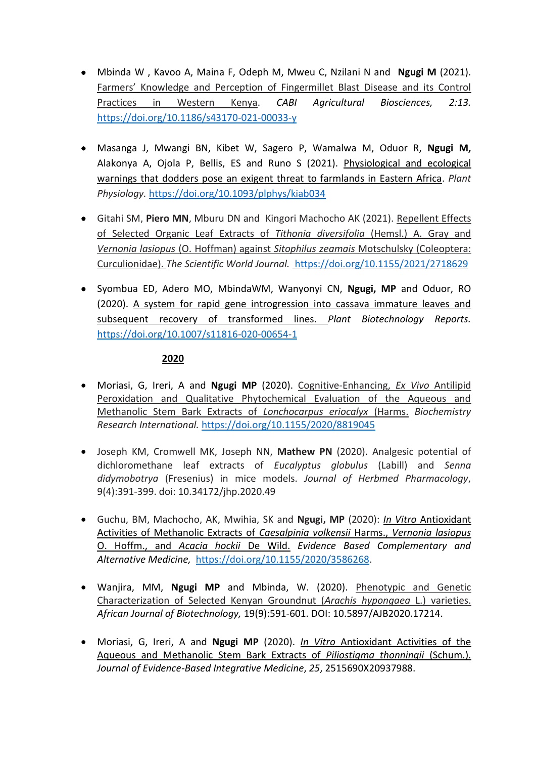- Mbinda W , Kavoo A, Maina F, Odeph M, Mweu C, Nzilani N and **Ngugi M** (2021). Farmers' Knowledge and Perception of Fingermillet Blast Disease and its Control Practices in Western Kenya. *CABI Agricultural Biosciences, 2:13.* https://doi.org/10.1186/s43170-021-00033-y

- Masanga J, Mwangi BN, Kibet W, Sagero P, Wamalwa M, Oduor R, **Ngugi M,** Alakonya A, Ojola P, Bellis, ES and Runo S (2021). Physiological and ecological warnings that dodders pose an exigent threat to farmlands in Eastern Africa. *Plant Physiology.* https://doi.org/10.1093/plphys/kiab034

- Gitahi SM, **Piero MN**, Mburu DN and Kingori Machocho AK (2021). Repellent Effects of Selected Organic Leaf Extracts of *Tithonia diversifolia* (Hemsl.) A. Gray and *Vernonia lasiopus* (O. Hoffman) against *Sitophilus zeamais* Motschulsky (Coleoptera: Curculionidae). *The Scientific World Journal.* https://doi.org/10.1155/2021/2718629

- Syombua ED, Adero MO, MbindaWM, Wanyonyi CN, **Ngugi, MP** and Oduor, RO (2020). A system for rapid gene introgression into cassava immature leaves and subsequent recovery of transformed lines. *Plant Biotechnology Reports.* https://doi.org/10.1007/s11816-020-00654-1

## 2020

- Moriasi, G, Ireri, A and **Ngugi MP** (2020). Cognitive-Enhancing, *Ex Vivo* Antilipid Peroxidation and Qualitative Phytochemical Evaluation of the Aqueous and Methanolic Stem Bark Extracts of *Lonchocarpus eriocalyx* (Harms. *Biochemistry Research International.* https://doi.org/10.1155/2020/8819045

- Joseph KM, Cromwell MK, Joseph NN, **Mathew PN** (2020). Analgesic potential of dichloromethane leaf extracts of *Eucalyptus globulus* (Labill) and *Senna didymobotrya* (Fresenius) in mice models. *Journal of Herbmed Pharmacology*, 9(4):391-399. doi: 10.34172/jhp.2020.49

- Guchu, BM, Machocho, AK, Mwihia, SK and **Ngugi, MP** (2020): *In Vitro* Antioxidant Activities of Methanolic Extracts of *Caesalpinia volkensii* Harms., *Vernonia lasiopus* O. Hoffm., and *Acacia hockii* De Wild. *Evidence Based Complementary and Alternative Medicine,* https://doi.org/10.1155/2020/3586268.

- Wanjira, MM, **Ngugi MP** and Mbinda, W. (2020). Phenotypic and Genetic Characterization of Selected Kenyan Groundnut (*Arachis hypongaea* L.) varieties. *African Journal of Biotechnology,* 19(9):591-601. DOI: 10.5897/AJB2020.17214.

- Moriasi, G, Ireri, A and **Ngugi MP** (2020). *In Vitro* Antioxidant Activities of the Aqueous and Methanolic Stem Bark Extracts of *Piliostigma thonningii* (Schum.). *Journal of Evidence-Based Integrative Medicine*, *25*, 2515690X20937988.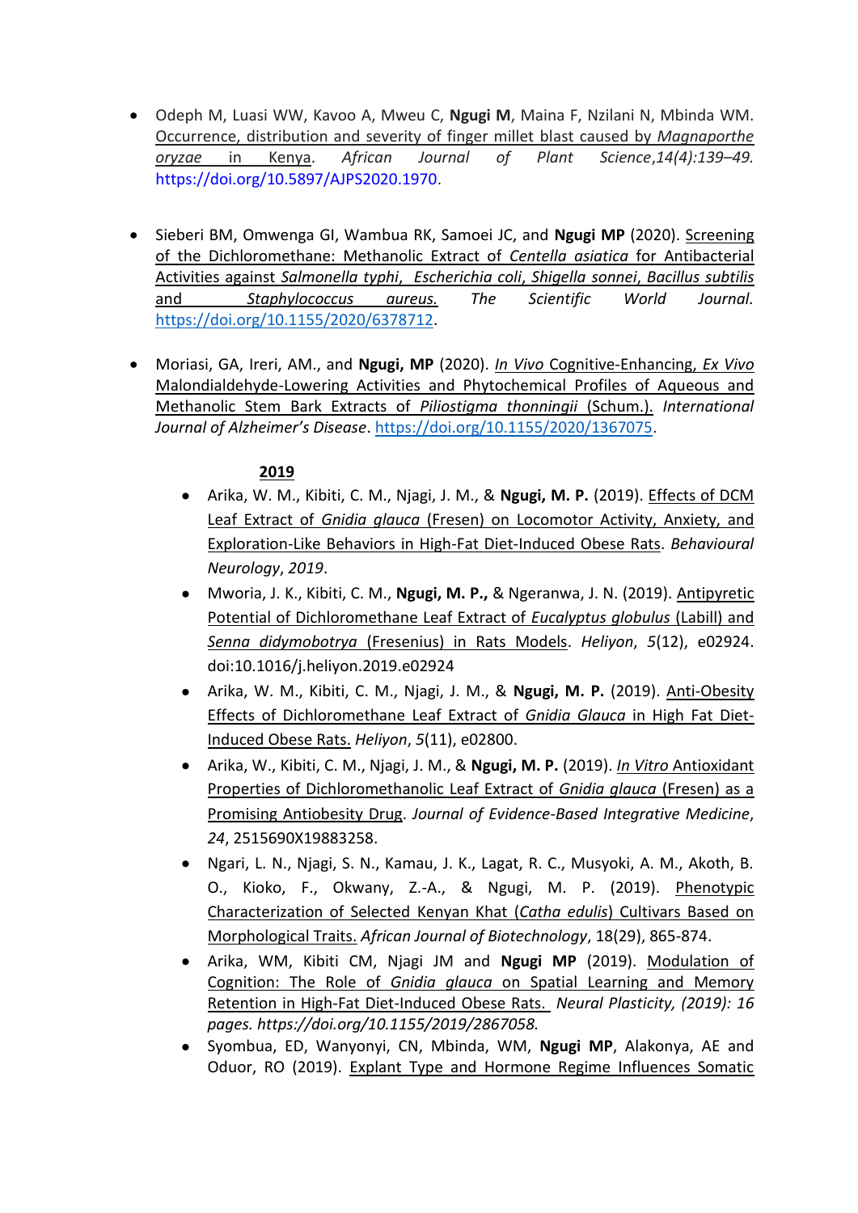- Odeph M, Luasi WW, Kavoo A, Mweu C, **Ngugi M**, Maina F, Nzilani N, Mbinda WM. Occurrence, distribution and severity of finger millet blast caused by *Magnaporthe oryzae* in Kenya. *African Journal of Plant Science,14(4):139–49.* https://doi.org/10.5897/AJPS2020.1970.

- Sieberi BM, Omwenga GI, Wambua RK, Samoei JC, and **Ngugi MP** (2020). Screening of the Dichloromethane: Methanolic Extract of *Centella asiatica* for Antibacterial Activities against *Salmonella typhi*, *Escherichia coli*, *Shigella sonnei*, *Bacillus subtilis* and *Staphylococcus aureus.* *The Scientific World Journal.* https://doi.org/10.1155/2020/6378712.

- Moriasi, GA, Ireri, AM., and **Ngugi, MP** (2020). *In Vivo* Cognitive-Enhancing, *Ex Vivo* Malondialdehyde-Lowering Activities and Phytochemical Profiles of Aqueous and Methanolic Stem Bark Extracts of *Piliostigma thonningii* (Schum.). *International Journal of Alzheimer's Disease*. https://doi.org/10.1155/2020/1367075.

## 2019

- Arika, W. M., Kibiti, C. M., Njagi, J. M., & **Ngugi, M. P.** (2019). Effects of DCM Leaf Extract of *Gnidia glauca* (Fresen) on Locomotor Activity, Anxiety, and Exploration-Like Behaviors in High-Fat Diet-Induced Obese Rats. *Behavioural Neurology*, *2019*.
- Mworia, J. K., Kibiti, C. M., **Ngugi, M. P.,** & Ngeranwa, J. N. (2019). Antipyretic Potential of Dichloromethane Leaf Extract of *Eucalyptus globulus* (Labill) and *Senna didymobotrya* (Fresenius) in Rats Models. *Heliyon*, *5*(12), e02924. doi:10.1016/j.heliyon.2019.e02924
- Arika, W. M., Kibiti, C. M., Njagi, J. M., & **Ngugi, M. P.** (2019). Anti-Obesity Effects of Dichloromethane Leaf Extract of *Gnidia Glauca* in High Fat Diet-Induced Obese Rats. *Heliyon*, *5*(11), e02800.
- Arika, W., Kibiti, C. M., Njagi, J. M., & **Ngugi, M. P.** (2019). *In Vitro* Antioxidant Properties of Dichloromethanolic Leaf Extract of *Gnidia glauca* (Fresen) as a Promising Antiobesity Drug. *Journal of Evidence-Based Integrative Medicine*, *24*, 2515690X19883258.
- Ngari, L. N., Njagi, S. N., Kamau, J. K., Lagat, R. C., Musyoki, A. M., Akoth, B. O., Kioko, F., Okwany, Z.-A., & Ngugi, M. P. (2019). Phenotypic Characterization of Selected Kenyan Khat (*Catha edulis*) Cultivars Based on Morphological Traits. *African Journal of Biotechnology*, 18(29), 865-874.
- Arika, WM, Kibiti CM, Njagi JM and **Ngugi MP** (2019). Modulation of Cognition: The Role of *Gnidia glauca* on Spatial Learning and Memory Retention in High-Fat Diet-Induced Obese Rats. *Neural Plasticity, (2019): 16 pages. https://doi.org/10.1155/2019/2867058.*
- Syombua, ED, Wanyonyi, CN, Mbinda, WM, **Ngugi MP**, Alakonya, AE and Oduor, RO (2019). Explant Type and Hormone Regime Influences Somatic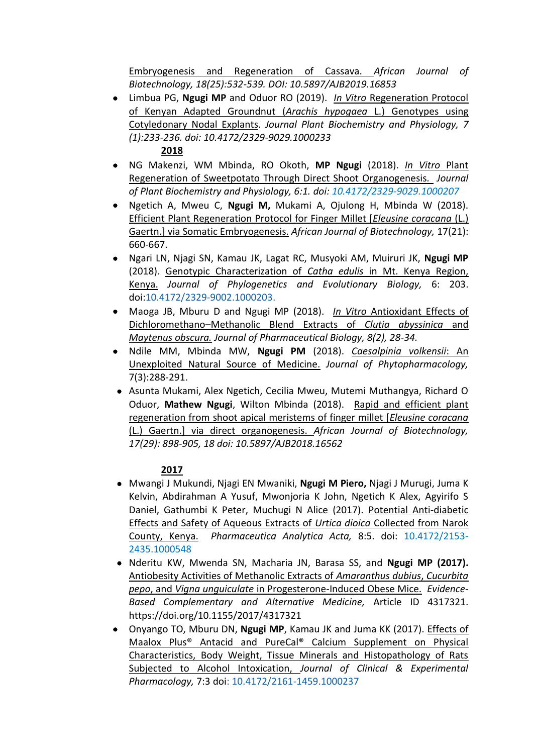Embryogenesis and Regeneration of Cassava. *African Journal of Biotechnology, 18(25):532-539. DOI: 10.5897/AJB2019.16853*

- Limbua PG, **Ngugi MP** and Oduor RO (2019). *In Vitro* Regeneration Protocol of Kenyan Adapted Groundnut (*Arachis hypogaea* L.) Genotypes using Cotyledonary Nodal Explants. *Journal Plant Biochemistry and Physiology, 7 (1):233-236. doi: 10.4172/2329-9029.1000233*

**2018**

- NG Makenzi, WM Mbinda, RO Okoth, **MP Ngugi** (2018). *In Vitro* Plant Regeneration of Sweetpotato Through Direct Shoot Organogenesis. *Journal of Plant Biochemistry and Physiology, 6:1. doi: 10.4172/2329-9029.1000207*
- Ngetich A, Mweu C, **Ngugi M,** Mukami A, Ojulong H, Mbinda W (2018). Efficient Plant Regeneration Protocol for Finger Millet [*Eleusine coracana* (L.) Gaertn.] via Somatic Embryogenesis. *African Journal of Biotechnology,* 17(21): 660-667.
- Ngari LN, Njagi SN, Kamau JK, Lagat RC, Musyoki AM, Muiruri JK, **Ngugi MP** (2018). Genotypic Characterization of *Catha edulis* in Mt. Kenya Region, Kenya. *Journal of Phylogenetics and Evolutionary Biology,* 6: 203. doi:10.4172/2329-9002.1000203.
- Maoga JB, Mburu D and Ngugi MP (2018). *In Vitro* Antioxidant Effects of Dichloromethano–Methanolic Blend Extracts of *Clutia abyssinica* and *Maytenus obscura.* *Journal of Pharmaceutical Biology, 8(2), 28-34.*
- Ndile MM, Mbinda MW, **Ngugi PM** (2018). *Caesalpinia volkensii*: An Unexploited Natural Source of Medicine. *Journal of Phytopharmacology,* 7(3):288-291.
- Asunta Mukami, Alex Ngetich, Cecilia Mweu, Mutemi Muthangya, Richard O Oduor, **Mathew Ngugi**, Wilton Mbinda (2018). Rapid and efficient plant regeneration from shoot apical meristems of finger millet [*Eleusine coracana* (L.) Gaertn.] via direct organogenesis. *African Journal of Biotechnology, 17(29): 898-905, 18 doi: 10.5897/AJB2018.16562*

**2017**

- Mwangi J Mukundi, Njagi EN Mwaniki, **Ngugi M Piero,** Njagi J Murugi, Juma K Kelvin, Abdirahman A Yusuf, Mwonjoria K John, Ngetich K Alex, Agyirifo S Daniel, Gathumbi K Peter, Muchugi N Alice (2017). Potential Anti-diabetic Effects and Safety of Aqueous Extracts of *Urtica dioica* Collected from Narok County, Kenya. *Pharmaceutica Analytica Acta,* 8:5. doi: 10.4172/2153-2435.1000548
- Nderitu KW, Mwenda SN, Macharia JN, Barasa SS, and **Ngugi MP (2017).** Antiobesity Activities of Methanolic Extracts of *Amaranthus dubius*, *Cucurbita pepo*, and *Vigna unguiculate* in Progesterone-Induced Obese Mice. *Evidence-Based Complementary and Alternative Medicine,* Article ID 4317321. https://doi.org/10.1155/2017/4317321
- Onyango TO, Mburu DN, **Ngugi MP**, Kamau JK and Juma KK (2017). Effects of Maalox Plus® Antacid and PureCal® Calcium Supplement on Physical Characteristics, Body Weight, Tissue Minerals and Histopathology of Rats Subjected to Alcohol Intoxication, *Journal of Clinical & Experimental Pharmacology,* 7:3 doi: 10.4172/2161-1459.1000237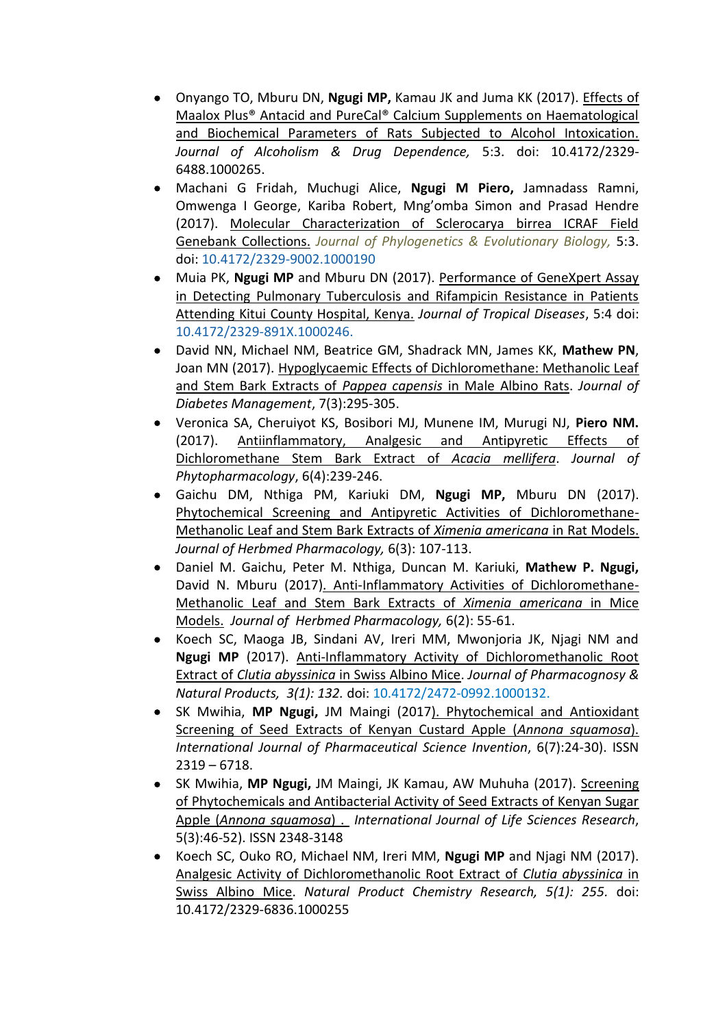- Onyango TO, Mburu DN, **Ngugi MP,** Kamau JK and Juma KK (2017). Effects of Maalox Plus® Antacid and PureCal® Calcium Supplements on Haematological and Biochemical Parameters of Rats Subjected to Alcohol Intoxication. *Journal of Alcoholism & Drug Dependence,* 5:3. doi: 10.4172/2329-6488.1000265.
- Machani G Fridah, Muchugi Alice, **Ngugi M Piero,** Jamnadass Ramni, Omwenga I George, Kariba Robert, Mng'omba Simon and Prasad Hendre (2017). Molecular Characterization of Sclerocarya birrea ICRAF Field Genebank Collections. *Journal of Phylogenetics & Evolutionary Biology,* 5:3. doi: 10.4172/2329-9002.1000190
- Muia PK, **Ngugi MP** and Mburu DN (2017). Performance of GeneXpert Assay in Detecting Pulmonary Tuberculosis and Rifampicin Resistance in Patients Attending Kitui County Hospital, Kenya. *Journal of Tropical Diseases*, 5:4 doi: 10.4172/2329-891X.1000246.
- David NN, Michael NM, Beatrice GM, Shadrack MN, James KK, **Mathew PN**, Joan MN (2017). Hypoglycaemic Effects of Dichloromethane: Methanolic Leaf and Stem Bark Extracts of *Pappea capensis* in Male Albino Rats. *Journal of Diabetes Management*, 7(3):295-305.
- Veronica SA, Cheruiyot KS, Bosibori MJ, Munene IM, Murugi NJ, **Piero NM.** (2017). Antiinflammatory, Analgesic and Antipyretic Effects of Dichloromethane Stem Bark Extract of *Acacia mellifera*. *Journal of Phytopharmacology*, 6(4):239-246.
- Gaichu DM, Nthiga PM, Kariuki DM, **Ngugi MP,** Mburu DN (2017). Phytochemical Screening and Antipyretic Activities of Dichloromethane-Methanolic Leaf and Stem Bark Extracts of *Ximenia americana* in Rat Models. *Journal of Herbmed Pharmacology,* 6(3): 107-113.
- Daniel M. Gaichu, Peter M. Nthiga, Duncan M. Kariuki, **Mathew P. Ngugi,** David N. Mburu (2017). Anti-Inflammatory Activities of Dichloromethane-Methanolic Leaf and Stem Bark Extracts of *Ximenia americana* in Mice Models. *Journal of Herbmed Pharmacology,* 6(2): 55-61.
- Koech SC, Maoga JB, Sindani AV, Ireri MM, Mwonjoria JK, Njagi NM and **Ngugi MP** (2017). Anti-Inflammatory Activity of Dichloromethanolic Root Extract of *Clutia abyssinica* in Swiss Albino Mice. *Journal of Pharmacognosy & Natural Products, 3(1): 132.* doi: 10.4172/2472-0992.1000132.
- SK Mwihia, **MP Ngugi,** JM Maingi (2017). Phytochemical and Antioxidant Screening of Seed Extracts of Kenyan Custard Apple (*Annona squamosa*). *International Journal of Pharmaceutical Science Invention*, 6(7):24-30). ISSN 2319 – 6718.
- SK Mwihia, **MP Ngugi,** JM Maingi, JK Kamau, AW Muhuha (2017). Screening of Phytochemicals and Antibacterial Activity of Seed Extracts of Kenyan Sugar Apple (*Annona squamosa*) . *International Journal of Life Sciences Research*, 5(3):46-52). ISSN 2348-3148
- Koech SC, Ouko RO, Michael NM, Ireri MM, **Ngugi MP** and Njagi NM (2017). Analgesic Activity of Dichloromethanolic Root Extract of *Clutia abyssinica* in Swiss Albino Mice. *Natural Product Chemistry Research, 5(1): 255.* doi: 10.4172/2329-6836.1000255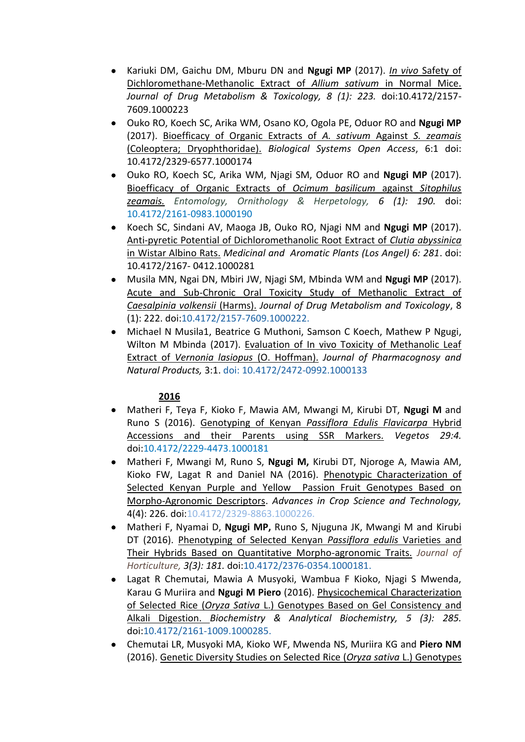- Kariuki DM, Gaichu DM, Mburu DN and **Ngugi MP** (2017). *In vivo* Safety of Dichloromethane-Methanolic Extract of *Allium sativum* in Normal Mice. *Journal of Drug Metabolism & Toxicology, 8 (1): 223.* doi:10.4172/2157-7609.1000223
- Ouko RO, Koech SC, Arika WM, Osano KO, Ogola PE, Oduor RO and **Ngugi MP** (2017). Bioefficacy of Organic Extracts of *A. sativum* Against *S. zeamais* (Coleoptera; Dryophthoridae). *Biological Systems Open Access*, 6:1 doi: 10.4172/2329-6577.1000174
- Ouko RO, Koech SC, Arika WM, Njagi SM, Oduor RO and **Ngugi MP** (2017). Bioefficacy of Organic Extracts of *Ocimum basilicum* against *Sitophilus zeamais.* *Entomology, Ornithology & Herpetology, 6 (1): 190.* doi: 10.4172/2161-0983.1000190
- Koech SC, Sindani AV, Maoga JB, Ouko RO, Njagi NM and **Ngugi MP** (2017). Anti-pyretic Potential of Dichloromethanolic Root Extract of *Clutia abyssinica* in Wistar Albino Rats. *Medicinal and Aromatic Plants (Los Angel) 6: 281*. doi: 10.4172/2167- 0412.1000281
- Musila MN, Ngai DN, Mbiri JW, Njagi SM, Mbinda WM and **Ngugi MP** (2017). Acute and Sub-Chronic Oral Toxicity Study of Methanolic Extract of *Caesalpinia volkensii* (Harms). *Journal of Drug Metabolism and Toxicology*, 8 (1): 222. doi:10.4172/2157-7609.1000222.
- Michael N Musila1, Beatrice G Muthoni, Samson C Koech, Mathew P Ngugi, Wilton M Mbinda (2017). Evaluation of In vivo Toxicity of Methanolic Leaf Extract of *Vernonia lasiopus* (O. Hoffman). *Journal of Pharmacognosy and Natural Products,* 3:1. doi: 10.4172/2472-0992.1000133

**2016**

- Matheri F, Teya F, Kioko F, Mawia AM, Mwangi M, Kirubi DT, **Ngugi M** and Runo S (2016). Genotyping of Kenyan *Passiflora Edulis Flavicarpa* Hybrid Accessions and their Parents using SSR Markers. *Vegetos 29:4.* doi:10.4172/2229-4473.1000181
- Matheri F, Mwangi M, Runo S, **Ngugi M,** Kirubi DT, Njoroge A, Mawia AM, Kioko FW, Lagat R and Daniel NA (2016). Phenotypic Characterization of Selected Kenyan Purple and Yellow Passion Fruit Genotypes Based on Morpho-Agronomic Descriptors. *Advances in Crop Science and Technology,* 4(4): 226. doi:10.4172/2329-8863.1000226.
- Matheri F, Nyamai D, **Ngugi MP,** Runo S, Njuguna JK, Mwangi M and Kirubi DT (2016). Phenotyping of Selected Kenyan *Passiflora edulis* Varieties and Their Hybrids Based on Quantitative Morpho-agronomic Traits. *Journal of Horticulture, 3(3): 181.* doi:10.4172/2376-0354.1000181.
- Lagat R Chemutai, Mawia A Musyoki, Wambua F Kioko, Njagi S Mwenda, Karau G Muriira and **Ngugi M Piero** (2016). Physicochemical Characterization of Selected Rice (*Oryza Sativa* L.) Genotypes Based on Gel Consistency and Alkali Digestion. *Biochemistry & Analytical Biochemistry, 5 (3): 285.* doi:10.4172/2161-1009.1000285.
- Chemutai LR, Musyoki MA, Kioko WF, Mwenda NS, Muriira KG and **Piero NM** (2016). Genetic Diversity Studies on Selected Rice (*Oryza sativa* L.) Genotypes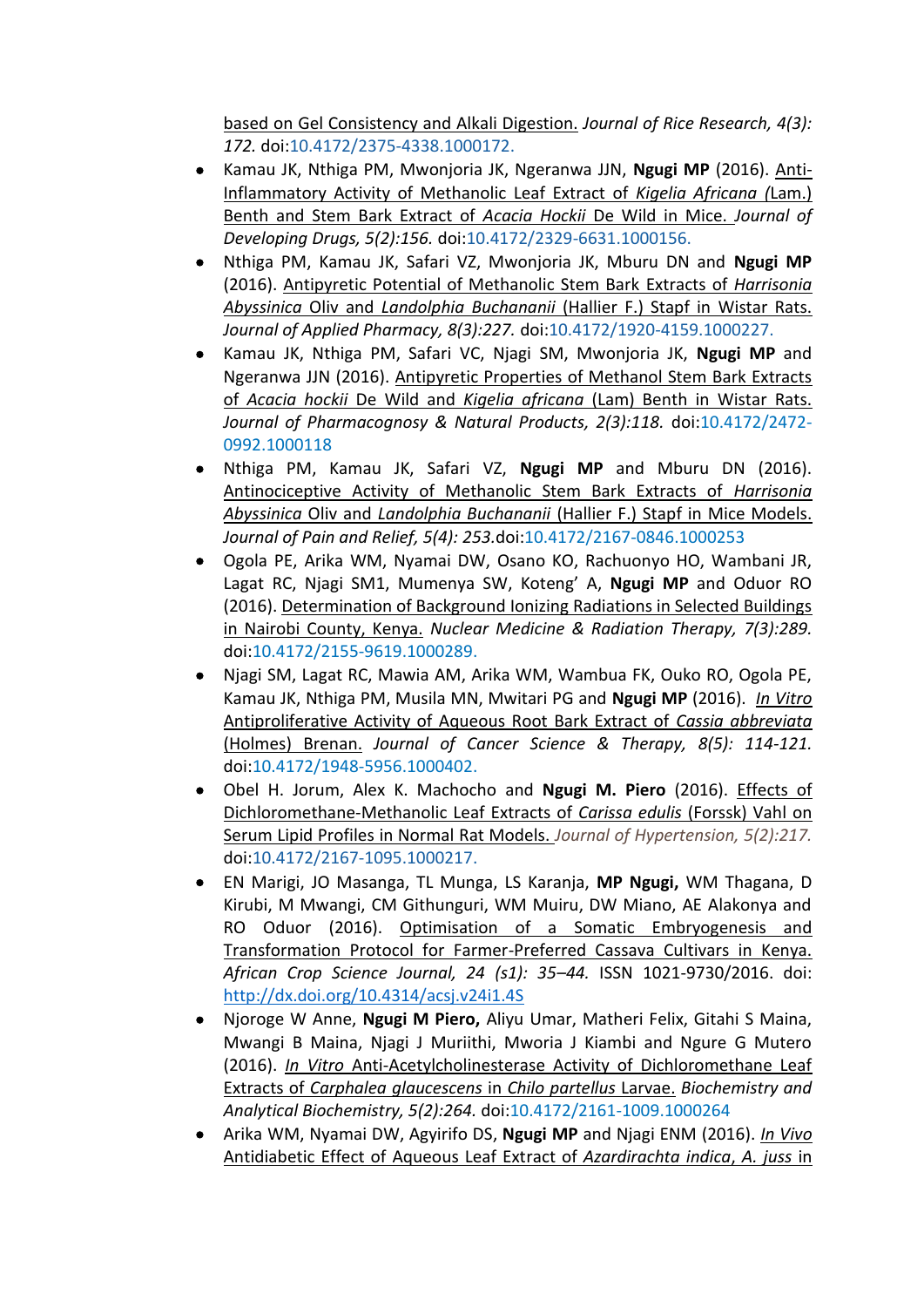based on Gel Consistency and Alkali Digestion. *Journal of Rice Research, 4(3): 172.* doi:10.4172/2375-4338.1000172.

- Kamau JK, Nthiga PM, Mwonjoria JK, Ngeranwa JJN, **Ngugi MP** (2016). Anti-Inflammatory Activity of Methanolic Leaf Extract of *Kigelia Africana (*Lam.) Benth and Stem Bark Extract of *Acacia Hockii* De Wild in Mice. *Journal of Developing Drugs, 5(2):156.* doi:10.4172/2329-6631.1000156.
- Nthiga PM, Kamau JK, Safari VZ, Mwonjoria JK, Mburu DN and **Ngugi MP** (2016). Antipyretic Potential of Methanolic Stem Bark Extracts of *Harrisonia Abyssinica* Oliv and *Landolphia Buchananii* (Hallier F.) Stapf in Wistar Rats. *Journal of Applied Pharmacy, 8(3):227.* doi:10.4172/1920-4159.1000227.
- Kamau JK, Nthiga PM, Safari VC, Njagi SM, Mwonjoria JK, **Ngugi MP** and Ngeranwa JJN (2016). Antipyretic Properties of Methanol Stem Bark Extracts of *Acacia hockii* De Wild and *Kigelia africana* (Lam) Benth in Wistar Rats. *Journal of Pharmacognosy & Natural Products, 2(3):118.* doi:10.4172/2472-0992.1000118
- Nthiga PM, Kamau JK, Safari VZ, **Ngugi MP** and Mburu DN (2016). Antinociceptive Activity of Methanolic Stem Bark Extracts of *Harrisonia Abyssinica* Oliv and *Landolphia Buchananii* (Hallier F.) Stapf in Mice Models. *Journal of Pain and Relief, 5(4): 253.*doi:10.4172/2167-0846.1000253
- Ogola PE, Arika WM, Nyamai DW, Osano KO, Rachuonyo HO, Wambani JR, Lagat RC, Njagi SM1, Mumenya SW, Koteng' A, **Ngugi MP** and Oduor RO (2016). Determination of Background Ionizing Radiations in Selected Buildings in Nairobi County, Kenya. *Nuclear Medicine & Radiation Therapy, 7(3):289.* doi:10.4172/2155-9619.1000289.
- Njagi SM, Lagat RC, Mawia AM, Arika WM, Wambua FK, Ouko RO, Ogola PE, Kamau JK, Nthiga PM, Musila MN, Mwitari PG and **Ngugi MP** (2016). *In Vitro* Antiproliferative Activity of Aqueous Root Bark Extract of *Cassia abbreviata* (Holmes) Brenan. *Journal of Cancer Science & Therapy, 8(5): 114-121.* doi:10.4172/1948-5956.1000402.
- Obel H. Jorum, Alex K. Machocho and **Ngugi M. Piero** (2016). Effects of Dichloromethane-Methanolic Leaf Extracts of *Carissa edulis* (Forssk) Vahl on Serum Lipid Profiles in Normal Rat Models. *Journal of Hypertension, 5(2):217.* doi:10.4172/2167-1095.1000217.
- EN Marigi, JO Masanga, TL Munga, LS Karanja, **MP Ngugi,** WM Thagana, D Kirubi, M Mwangi, CM Githunguri, WM Muiru, DW Miano, AE Alakonya and RO Oduor (2016). Optimisation of a Somatic Embryogenesis and Transformation Protocol for Farmer-Preferred Cassava Cultivars in Kenya. *African Crop Science Journal, 24 (s1): 35–44.* ISSN 1021-9730/2016. doi: http://dx.doi.org/10.4314/acsj.v24i1.4S
- Njoroge W Anne, **Ngugi M Piero,** Aliyu Umar, Matheri Felix, Gitahi S Maina, Mwangi B Maina, Njagi J Muriithi, Mworia J Kiambi and Ngure G Mutero (2016). *In Vitro* Anti-Acetylcholinesterase Activity of Dichloromethane Leaf Extracts of *Carphalea glaucescens* in *Chilo partellus* Larvae. *Biochemistry and Analytical Biochemistry, 5(2):264.* doi:10.4172/2161-1009.1000264
- Arika WM, Nyamai DW, Agyirifo DS, **Ngugi MP** and Njagi ENM (2016). *In Vivo* Antidiabetic Effect of Aqueous Leaf Extract of *Azardirachta indica*, *A. juss* in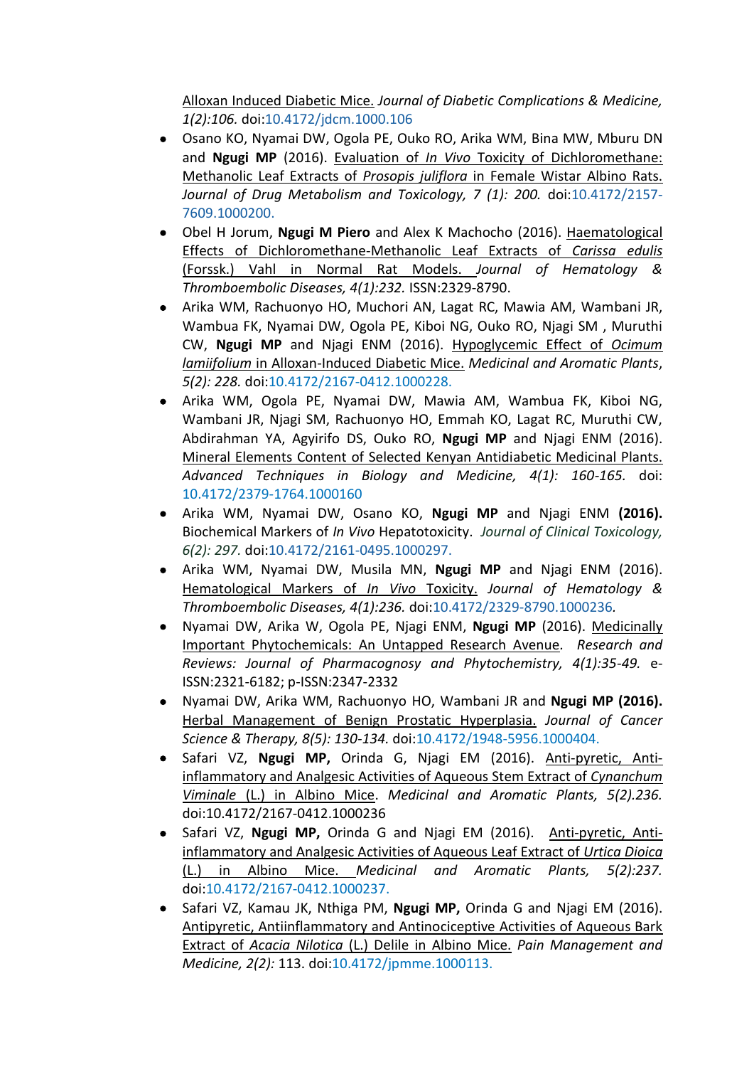Alloxan Induced Diabetic Mice. *Journal of Diabetic Complications & Medicine, 1(2):106.* doi:10.4172/jdcm.1000.106

- Osano KO, Nyamai DW, Ogola PE, Ouko RO, Arika WM, Bina MW, Mburu DN and **Ngugi MP** (2016). Evaluation of *In Vivo* Toxicity of Dichloromethane: Methanolic Leaf Extracts of *Prosopis juliflora* in Female Wistar Albino Rats. *Journal of Drug Metabolism and Toxicology, 7 (1): 200.* doi:10.4172/2157-7609.1000200.
- Obel H Jorum, **Ngugi M Piero** and Alex K Machocho (2016). Haematological Effects of Dichloromethane-Methanolic Leaf Extracts of *Carissa edulis* (Forssk.) Vahl in Normal Rat Models. *Journal of Hematology & Thromboembolic Diseases, 4(1):232.* ISSN:2329-8790.
- Arika WM, Rachuonyo HO, Muchori AN, Lagat RC, Mawia AM, Wambani JR, Wambua FK, Nyamai DW, Ogola PE, Kiboi NG, Ouko RO, Njagi SM , Muruthi CW, **Ngugi MP** and Njagi ENM (2016). Hypoglycemic Effect of *Ocimum lamiifolium* in Alloxan-Induced Diabetic Mice. *Medicinal and Aromatic Plants*, *5(2): 228.* doi:10.4172/2167-0412.1000228.
- Arika WM, Ogola PE, Nyamai DW, Mawia AM, Wambua FK, Kiboi NG, Wambani JR, Njagi SM, Rachuonyo HO, Emmah KO, Lagat RC, Muruthi CW, Abdirahman YA, Agyirifo DS, Ouko RO, **Ngugi MP** and Njagi ENM (2016). Mineral Elements Content of Selected Kenyan Antidiabetic Medicinal Plants. *Advanced Techniques in Biology and Medicine, 4(1): 160-165.* doi: 10.4172/2379-1764.1000160
- Arika WM, Nyamai DW, Osano KO, **Ngugi MP** and Njagi ENM **(2016).** Biochemical Markers of *In Vivo* Hepatotoxicity. *Journal of Clinical Toxicology, 6(2): 297.* doi:10.4172/2161-0495.1000297.
- Arika WM, Nyamai DW, Musila MN, **Ngugi MP** and Njagi ENM (2016). Hematological Markers of *In Vivo* Toxicity. *Journal of Hematology & Thromboembolic Diseases, 4(1):236.* doi:10.4172/2329-8790.1000236.
- Nyamai DW, Arika W, Ogola PE, Njagi ENM, **Ngugi MP** (2016). Medicinally Important Phytochemicals: An Untapped Research Avenue. *Research and Reviews: Journal of Pharmacognosy and Phytochemistry, 4(1):35-49.* e-ISSN:2321-6182; p-ISSN:2347-2332
- Nyamai DW, Arika WM, Rachuonyo HO, Wambani JR and **Ngugi MP (2016).** Herbal Management of Benign Prostatic Hyperplasia. *Journal of Cancer Science & Therapy, 8(5): 130-134.* doi:10.4172/1948-5956.1000404.
- Safari VZ, **Ngugi MP,** Orinda G, Njagi EM (2016). Anti-pyretic, Anti-inflammatory and Analgesic Activities of Aqueous Stem Extract of *Cynanchum Viminale* (L.) in Albino Mice. *Medicinal and Aromatic Plants, 5(2).236.* doi:10.4172/2167-0412.1000236
- Safari VZ, **Ngugi MP,** Orinda G and Njagi EM (2016). Anti-pyretic, Anti-inflammatory and Analgesic Activities of Aqueous Leaf Extract of *Urtica Dioica* (L.) in Albino Mice. *Medicinal and Aromatic Plants, 5(2):237.* doi:10.4172/2167-0412.1000237.
- Safari VZ, Kamau JK, Nthiga PM, **Ngugi MP,** Orinda G and Njagi EM (2016). Antipyretic, Antiinflammatory and Antinociceptive Activities of Aqueous Bark Extract of *Acacia Nilotica* (L.) Delile in Albino Mice. *Pain Management and Medicine, 2(2):* 113. doi:10.4172/jpmme.1000113.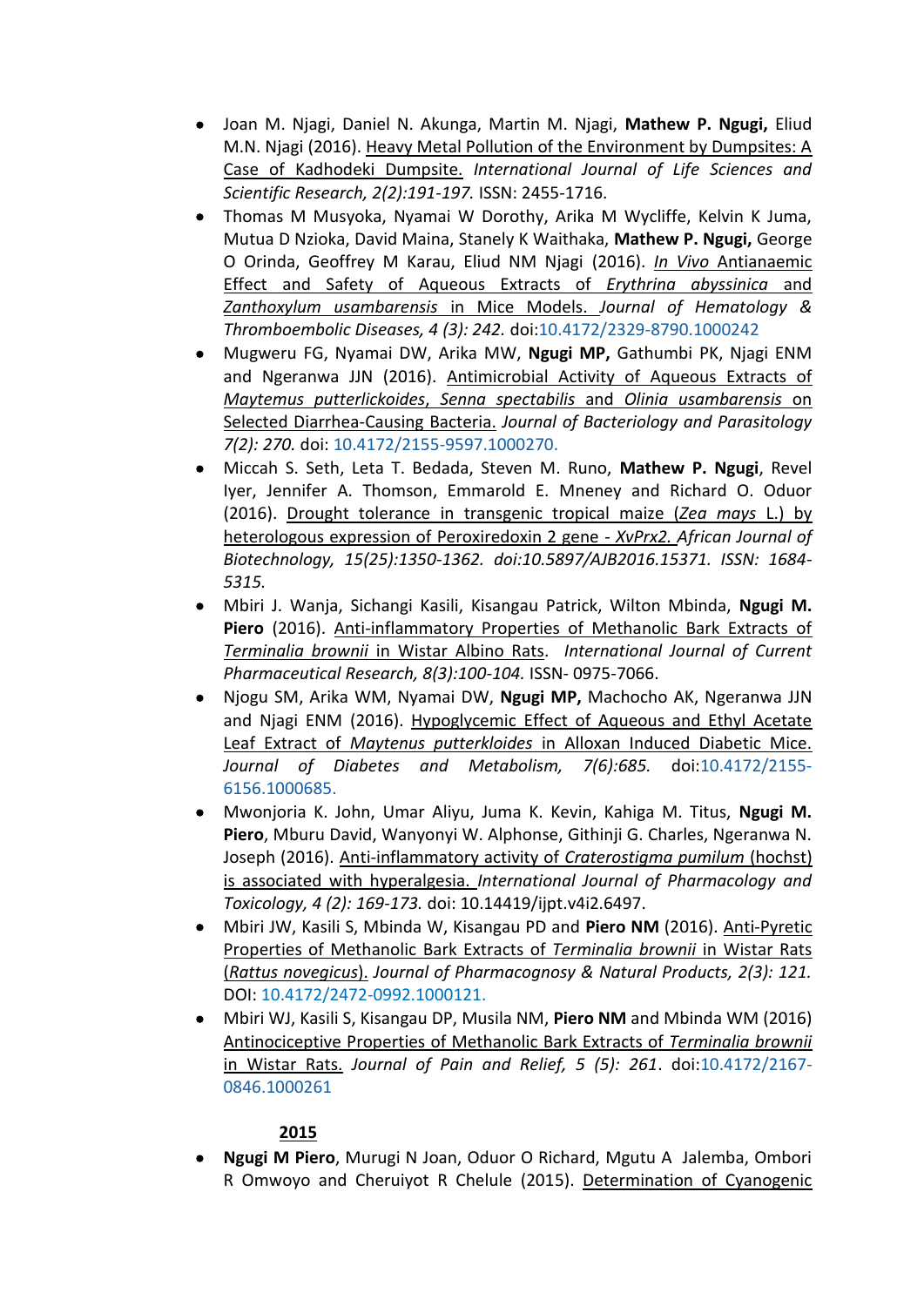- Joan M. Njagi, Daniel N. Akunga, Martin M. Njagi, **Mathew P. Ngugi,** Eliud M.N. Njagi (2016). Heavy Metal Pollution of the Environment by Dumpsites: A Case of Kadhodeki Dumpsite. *International Journal of Life Sciences and Scientific Research, 2(2):191-197.* ISSN: 2455-1716.
- Thomas M Musyoka, Nyamai W Dorothy, Arika M Wycliffe, Kelvin K Juma, Mutua D Nzioka, David Maina, Stanely K Waithaka, **Mathew P. Ngugi,** George O Orinda, Geoffrey M Karau, Eliud NM Njagi (2016). *In Vivo* Antianaemic Effect and Safety of Aqueous Extracts of *Erythrina abyssinica* and *Zanthoxylum usambarensis* in Mice Models. *Journal of Hematology & Thromboembolic Diseases, 4 (3): 242.* doi:10.4172/2329-8790.1000242
- Mugweru FG, Nyamai DW, Arika MW, **Ngugi MP,** Gathumbi PK, Njagi ENM and Ngeranwa JJN (2016). Antimicrobial Activity of Aqueous Extracts of *Maytemus putterlickoides*, *Senna spectabilis* and *Olinia usambarensis* on Selected Diarrhea-Causing Bacteria. *Journal of Bacteriology and Parasitology 7(2): 270.* doi: 10.4172/2155-9597.1000270.
- Miccah S. Seth, Leta T. Bedada, Steven M. Runo, **Mathew P. Ngugi**, Revel Iyer, Jennifer A. Thomson, Emmarold E. Mneney and Richard O. Oduor (2016). Drought tolerance in transgenic tropical maize (*Zea mays* L.) by heterologous expression of Peroxiredoxin 2 gene - *XvPrx2. African Journal of Biotechnology, 15(25):1350-1362. doi:10.5897/AJB2016.15371. ISSN: 1684-5315.*
- Mbiri J. Wanja, Sichangi Kasili, Kisangau Patrick, Wilton Mbinda, **Ngugi M. Piero** (2016). Anti-inflammatory Properties of Methanolic Bark Extracts of *Terminalia brownii* in Wistar Albino Rats. *International Journal of Current Pharmaceutical Research, 8(3):100-104.* ISSN- 0975-7066.
- Njogu SM, Arika WM, Nyamai DW, **Ngugi MP,** Machocho AK, Ngeranwa JJN and Njagi ENM (2016). Hypoglycemic Effect of Aqueous and Ethyl Acetate Leaf Extract of *Maytenus putterkloides* in Alloxan Induced Diabetic Mice. *Journal of Diabetes and Metabolism, 7(6):685.* doi:10.4172/2155-6156.1000685.
- Mwonjoria K. John, Umar Aliyu, Juma K. Kevin, Kahiga M. Titus, **Ngugi M. Piero**, Mburu David, Wanyonyi W. Alphonse, Githinji G. Charles, Ngeranwa N. Joseph (2016). Anti-inflammatory activity of *Craterostigma pumilum* (hochst) is associated with hyperalgesia. *International Journal of Pharmacology and Toxicology, 4 (2): 169-173.* doi: 10.14419/ijpt.v4i2.6497.
- Mbiri JW, Kasili S, Mbinda W, Kisangau PD and **Piero NM** (2016). Anti-Pyretic Properties of Methanolic Bark Extracts of *Terminalia brownii* in Wistar Rats (*Rattus novegicus*). *Journal of Pharmacognosy & Natural Products, 2(3): 121.* DOI: 10.4172/2472-0992.1000121.
- Mbiri WJ, Kasili S, Kisangau DP, Musila NM, **Piero NM** and Mbinda WM (2016) Antinociceptive Properties of Methanolic Bark Extracts of *Terminalia brownii* in Wistar Rats. *Journal of Pain and Relief, 5 (5): 261*. doi:10.4172/2167-0846.1000261

**2015**

- **Ngugi M Piero**, Murugi N Joan, Oduor O Richard, Mgutu A Jalemba, Ombori R Omwoyo and Cheruiyot R Chelule (2015). Determination of Cyanogenic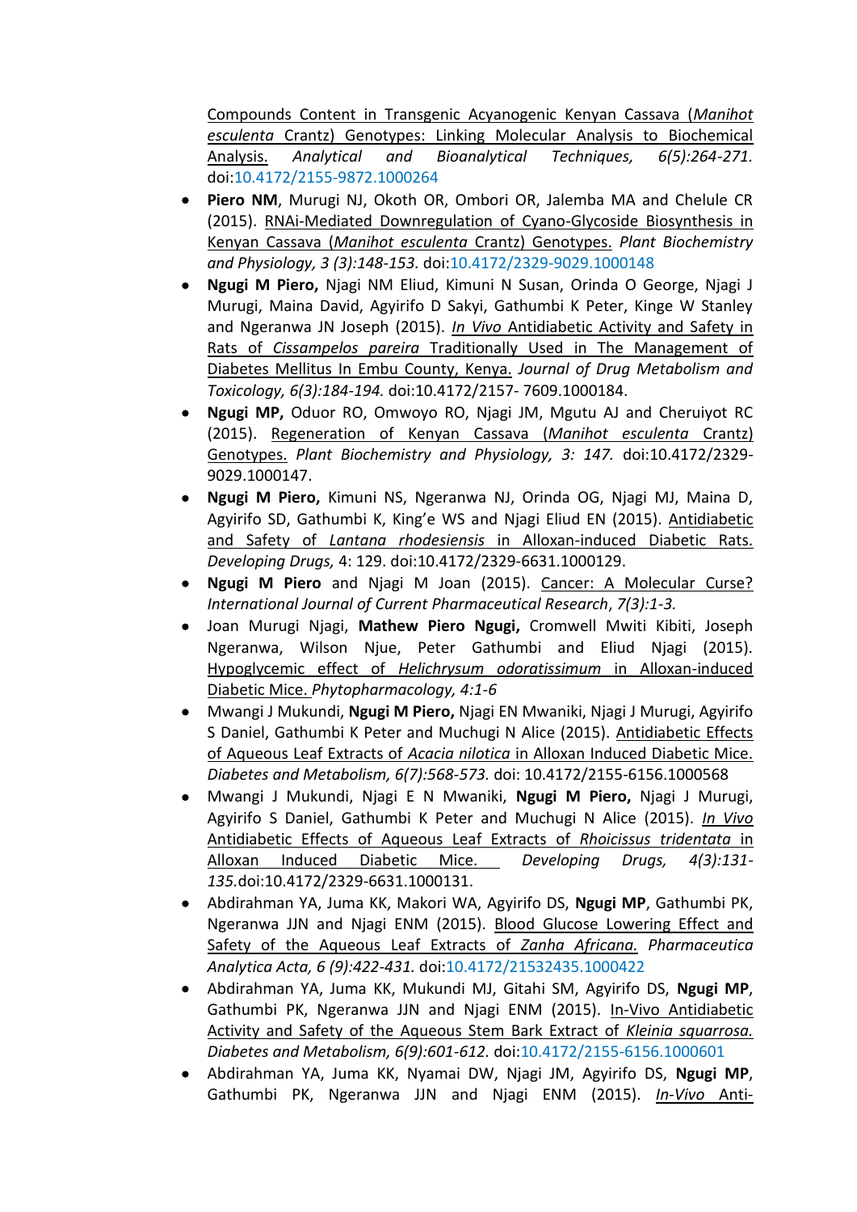Compounds Content in Transgenic Acyanogenic Kenyan Cassava (*Manihot esculenta* Crantz) Genotypes: Linking Molecular Analysis to Biochemical Analysis. *Analytical and Bioanalytical Techniques, 6(5):264-271.* doi:10.4172/2155-9872.1000264

- **Piero NM**, Murugi NJ, Okoth OR, Ombori OR, Jalemba MA and Chelule CR (2015). RNAi-Mediated Downregulation of Cyano-Glycoside Biosynthesis in Kenyan Cassava (*Manihot esculenta* Crantz) Genotypes. *Plant Biochemistry and Physiology, 3 (3):148-153.* doi:10.4172/2329-9029.1000148
- **Ngugi M Piero,** Njagi NM Eliud, Kimuni N Susan, Orinda O George, Njagi J Murugi, Maina David, Agyirifo D Sakyi, Gathumbi K Peter, Kinge W Stanley and Ngeranwa JN Joseph (2015). *In Vivo* Antidiabetic Activity and Safety in Rats of *Cissampelos pareira* Traditionally Used in The Management of Diabetes Mellitus In Embu County, Kenya. *Journal of Drug Metabolism and Toxicology, 6(3):184-194.* doi:10.4172/2157- 7609.1000184.
- **Ngugi MP,** Oduor RO, Omwoyo RO, Njagi JM, Mgutu AJ and Cheruiyot RC (2015). Regeneration of Kenyan Cassava (*Manihot esculenta* Crantz) Genotypes. *Plant Biochemistry and Physiology, 3: 147.* doi:10.4172/2329-9029.1000147.
- **Ngugi M Piero,** Kimuni NS, Ngeranwa NJ, Orinda OG, Njagi MJ, Maina D, Agyirifo SD, Gathumbi K, King'e WS and Njagi Eliud EN (2015). Antidiabetic and Safety of *Lantana rhodesiensis* in Alloxan-induced Diabetic Rats. *Developing Drugs,* 4: 129. doi:10.4172/2329-6631.1000129.
- **Ngugi M Piero** and Njagi M Joan (2015). Cancer: A Molecular Curse? *International Journal of Current Pharmaceutical Research*, *7(3):1-3.*
- Joan Murugi Njagi, **Mathew Piero Ngugi,** Cromwell Mwiti Kibiti, Joseph Ngeranwa, Wilson Njue, Peter Gathumbi and Eliud Njagi (2015). Hypoglycemic effect of *Helichrysum odoratissimum* in Alloxan-induced Diabetic Mice. *Phytopharmacology, 4:1-6*
- Mwangi J Mukundi, **Ngugi M Piero,** Njagi EN Mwaniki, Njagi J Murugi, Agyirifo S Daniel, Gathumbi K Peter and Muchugi N Alice (2015). Antidiabetic Effects of Aqueous Leaf Extracts of *Acacia nilotica* in Alloxan Induced Diabetic Mice. *Diabetes and Metabolism, 6(7):568-573.* doi: 10.4172/2155-6156.1000568
- Mwangi J Mukundi, Njagi E N Mwaniki, **Ngugi M Piero,** Njagi J Murugi, Agyirifo S Daniel, Gathumbi K Peter and Muchugi N Alice (2015). *In Vivo* Antidiabetic Effects of Aqueous Leaf Extracts of *Rhoicissus tridentata* in Alloxan Induced Diabetic Mice. *Developing Drugs, 4(3):131-135.*doi:10.4172/2329-6631.1000131.
- Abdirahman YA, Juma KK, Makori WA, Agyirifo DS, **Ngugi MP**, Gathumbi PK, Ngeranwa JJN and Njagi ENM (2015). Blood Glucose Lowering Effect and Safety of the Aqueous Leaf Extracts of *Zanha Africana.* *Pharmaceutica Analytica Acta, 6 (9):422-431.* doi:10.4172/21532435.1000422
- Abdirahman YA, Juma KK, Mukundi MJ, Gitahi SM, Agyirifo DS, **Ngugi MP**, Gathumbi PK, Ngeranwa JJN and Njagi ENM (2015). In-Vivo Antidiabetic Activity and Safety of the Aqueous Stem Bark Extract of *Kleinia squarrosa.* *Diabetes and Metabolism, 6(9):601-612.* doi:10.4172/2155-6156.1000601
- Abdirahman YA, Juma KK, Nyamai DW, Njagi JM, Agyirifo DS, **Ngugi MP**, Gathumbi PK, Ngeranwa JJN and Njagi ENM (2015). *In-Vivo* Anti-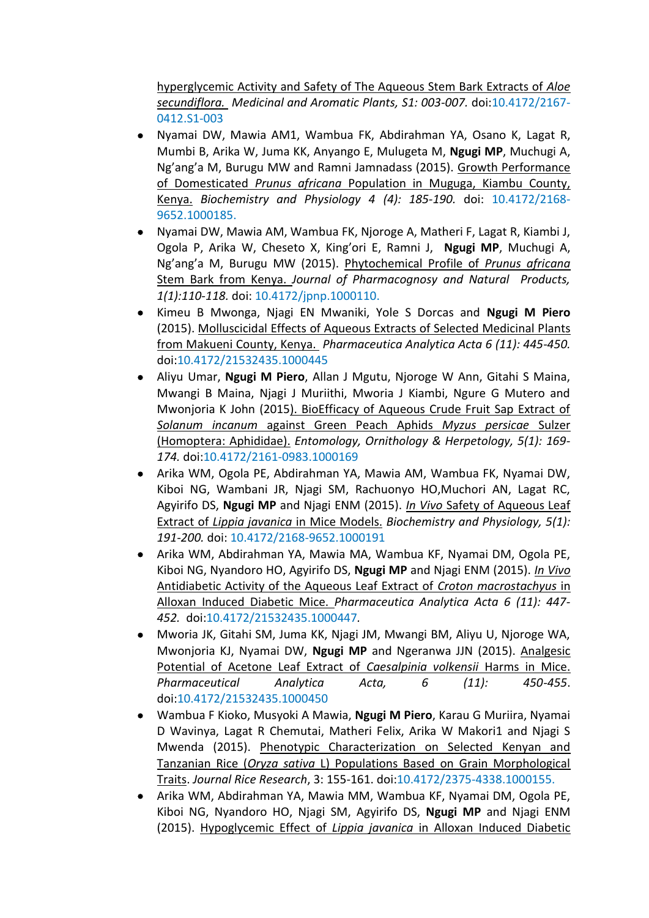hyperglycemic Activity and Safety of The Aqueous Stem Bark Extracts of *Aloe secundiflora.* *Medicinal and Aromatic Plants, S1: 003-007.* doi:10.4172/2167-0412.S1-003

- Nyamai DW, Mawia AM1, Wambua FK, Abdirahman YA, Osano K, Lagat R, Mumbi B, Arika W, Juma KK, Anyango E, Mulugeta M, **Ngugi MP**, Muchugi A, Ng'ang'a M, Burugu MW and Ramni Jamnadass (2015). Growth Performance of Domesticated *Prunus africana* Population in Muguga, Kiambu County, Kenya. *Biochemistry and Physiology 4 (4): 185-190.* doi: 10.4172/2168-9652.1000185.
- Nyamai DW, Mawia AM, Wambua FK, Njoroge A, Matheri F, Lagat R, Kiambi J, Ogola P, Arika W, Cheseto X, King'ori E, Ramni J, **Ngugi MP**, Muchugi A, Ng'ang'a M, Burugu MW (2015). Phytochemical Profile of *Prunus africana* Stem Bark from Kenya. *Journal of Pharmacognosy and Natural Products, 1(1):110-118.* doi: 10.4172/jpnp.1000110.
- Kimeu B Mwonga, Njagi EN Mwaniki, Yole S Dorcas and **Ngugi M Piero** (2015). Molluscicidal Effects of Aqueous Extracts of Selected Medicinal Plants from Makueni County, Kenya. *Pharmaceutica Analytica Acta 6 (11): 445-450.* doi:10.4172/21532435.1000445
- Aliyu Umar, **Ngugi M Piero**, Allan J Mgutu, Njoroge W Ann, Gitahi S Maina, Mwangi B Maina, Njagi J Muriithi, Mworia J Kiambi, Ngure G Mutero and Mwonjoria K John (2015). BioEfficacy of Aqueous Crude Fruit Sap Extract of *Solanum incanum* against Green Peach Aphids *Myzus persicae* Sulzer (Homoptera: Aphididae). *Entomology, Ornithology & Herpetology, 5(1): 169-174.* doi:10.4172/2161-0983.1000169
- Arika WM, Ogola PE, Abdirahman YA, Mawia AM, Wambua FK, Nyamai DW, Kiboi NG, Wambani JR, Njagi SM, Rachuonyo HO,Muchori AN, Lagat RC, Agyirifo DS, **Ngugi MP** and Njagi ENM (2015). *In Vivo* Safety of Aqueous Leaf Extract of *Lippia javanica* in Mice Models. *Biochemistry and Physiology, 5(1): 191-200.* doi: 10.4172/2168-9652.1000191
- Arika WM, Abdirahman YA, Mawia MA, Wambua KF, Nyamai DM, Ogola PE, Kiboi NG, Nyandoro HO, Agyirifo DS, **Ngugi MP** and Njagi ENM (2015). *In Vivo* Antidiabetic Activity of the Aqueous Leaf Extract of *Croton macrostachyus* in Alloxan Induced Diabetic Mice. *Pharmaceutica Analytica Acta 6 (11): 447-452.* doi:10.4172/21532435.1000447.
- Mworia JK, Gitahi SM, Juma KK, Njagi JM, Mwangi BM, Aliyu U, Njoroge WA, Mwonjoria KJ, Nyamai DW, **Ngugi MP** and Ngeranwa JJN (2015). Analgesic Potential of Acetone Leaf Extract of *Caesalpinia volkensii* Harms in Mice. *Pharmaceutical Analytica Acta, 6 (11): 450-455*. doi:10.4172/21532435.1000450
- Wambua F Kioko, Musyoki A Mawia, **Ngugi M Piero**, Karau G Muriira, Nyamai D Wavinya, Lagat R Chemutai, Matheri Felix, Arika W Makori1 and Njagi S Mwenda (2015). Phenotypic Characterization on Selected Kenyan and Tanzanian Rice (*Oryza sativa* L) Populations Based on Grain Morphological Traits. *Journal Rice Research*, 3: 155-161. doi:10.4172/2375-4338.1000155.
- Arika WM, Abdirahman YA, Mawia MM, Wambua KF, Nyamai DM, Ogola PE, Kiboi NG, Nyandoro HO, Njagi SM, Agyirifo DS, **Ngugi MP** and Njagi ENM (2015). Hypoglycemic Effect of *Lippia javanica* in Alloxan Induced Diabetic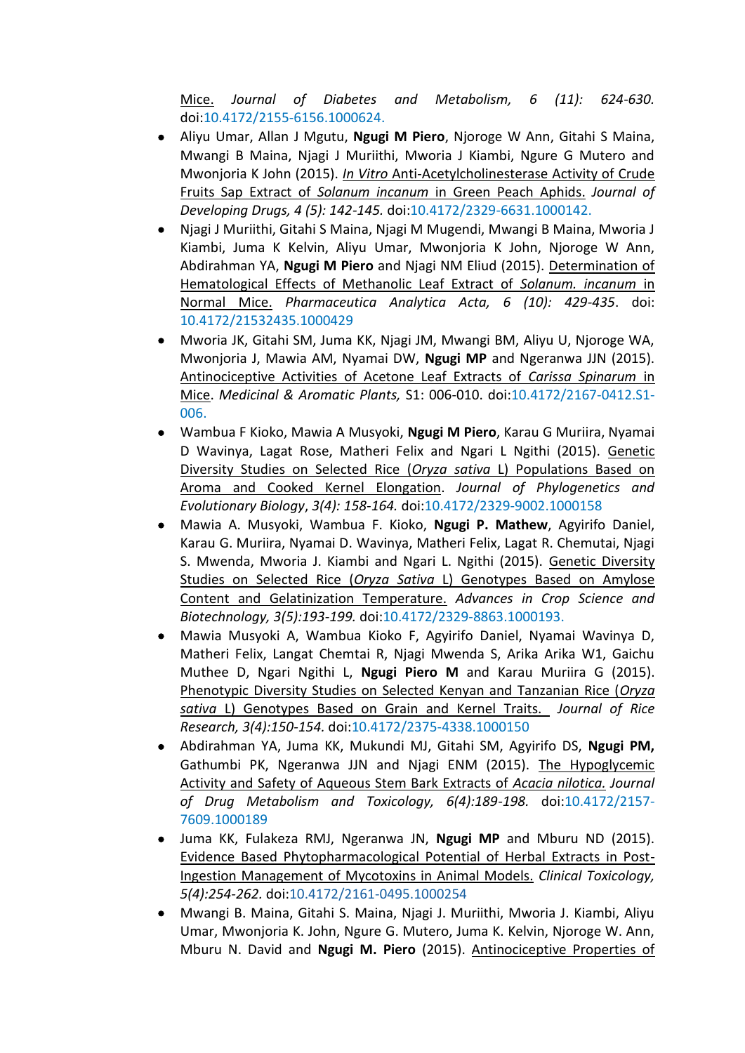<u>Mice.</u> *Journal of Diabetes and Metabolism, 6 (11): 624-630.* doi:10.4172/2155-6156.1000624.

- Aliyu Umar, Allan J Mgutu, **Ngugi M Piero**, Njoroge W Ann, Gitahi S Maina, Mwangi B Maina, Njagi J Muriithi, Mworia J Kiambi, Ngure G Mutero and Mwonjoria K John (2015). <u>*In Vitro* Anti-Acetylcholinesterase Activity of Crude Fruits Sap Extract of *Solanum incanum* in Green Peach Aphids.</u> *Journal of Developing Drugs, 4 (5): 142-145.* doi:10.4172/2329-6631.1000142.
- Njagi J Muriithi, Gitahi S Maina, Njagi M Mugendi, Mwangi B Maina, Mworia J Kiambi, Juma K Kelvin, Aliyu Umar, Mwonjoria K John, Njoroge W Ann, Abdirahman YA, **Ngugi M Piero** and Njagi NM Eliud (2015). <u>Determination of Hematological Effects of Methanolic Leaf Extract of *Solanum. incanum* in Normal Mice.</u> *Pharmaceutica Analytica Acta, 6 (10): 429-435*. doi: 10.4172/21532435.1000429
- Mworia JK, Gitahi SM, Juma KK, Njagi JM, Mwangi BM, Aliyu U, Njoroge WA, Mwonjoria J, Mawia AM, Nyamai DW, **Ngugi MP** and Ngeranwa JJN (2015). <u>Antinociceptive Activities of Acetone Leaf Extracts of *Carissa Spinarum* in Mice</u>. *Medicinal & Aromatic Plants,* S1: 006-010. doi:10.4172/2167-0412.S1-006.
- Wambua F Kioko, Mawia A Musyoki, **Ngugi M Piero**, Karau G Muriira, Nyamai D Wavinya, Lagat Rose, Matheri Felix and Ngari L Ngithi (2015). <u>Genetic Diversity Studies on Selected Rice (*Oryza sativa* L) Populations Based on Aroma and Cooked Kernel Elongation</u>. *Journal of Phylogenetics and Evolutionary Biology*, *3(4): 158-164.* doi:10.4172/2329-9002.1000158
- Mawia A. Musyoki, Wambua F. Kioko, **Ngugi P. Mathew**, Agyirifo Daniel, Karau G. Muriira, Nyamai D. Wavinya, Matheri Felix, Lagat R. Chemutai, Njagi S. Mwenda, Mworia J. Kiambi and Ngari L. Ngithi (2015). <u>Genetic Diversity Studies on Selected Rice (*Oryza Sativa* L) Genotypes Based on Amylose Content and Gelatinization Temperature.</u> *Advances in Crop Science and Biotechnology, 3(5):193-199.* doi:10.4172/2329-8863.1000193.
- Mawia Musyoki A, Wambua Kioko F, Agyirifo Daniel, Nyamai Wavinya D, Matheri Felix, Langat Chemtai R, Njagi Mwenda S, Arika Arika W1, Gaichu Muthee D, Ngari Ngithi L, **Ngugi Piero M** and Karau Muriira G (2015). <u>Phenotypic Diversity Studies on Selected Kenyan and Tanzanian Rice (*Oryza sativa* L) Genotypes Based on Grain and Kernel Traits.</u> *Journal of Rice Research, 3(4):150-154.* doi:10.4172/2375-4338.1000150
- Abdirahman YA, Juma KK, Mukundi MJ, Gitahi SM, Agyirifo DS, **Ngugi PM,** Gathumbi PK, Ngeranwa JJN and Njagi ENM (2015). <u>The Hypoglycemic Activity and Safety of Aqueous Stem Bark Extracts of *Acacia nilotica.*</u> *Journal of Drug Metabolism and Toxicology, 6(4):189-198.* doi:10.4172/2157-7609.1000189
- Juma KK, Fulakeza RMJ, Ngeranwa JN, **Ngugi MP** and Mburu ND (2015). <u>Evidence Based Phytopharmacological Potential of Herbal Extracts in Post-Ingestion Management of Mycotoxins in Animal Models.</u> *Clinical Toxicology, 5(4):254-262.* doi:10.4172/2161-0495.1000254
- Mwangi B. Maina, Gitahi S. Maina, Njagi J. Muriithi, Mworia J. Kiambi, Aliyu Umar, Mwonjoria K. John, Ngure G. Mutero, Juma K. Kelvin, Njoroge W. Ann, Mburu N. David and **Ngugi M. Piero** (2015). <u>Antinociceptive Properties of</u>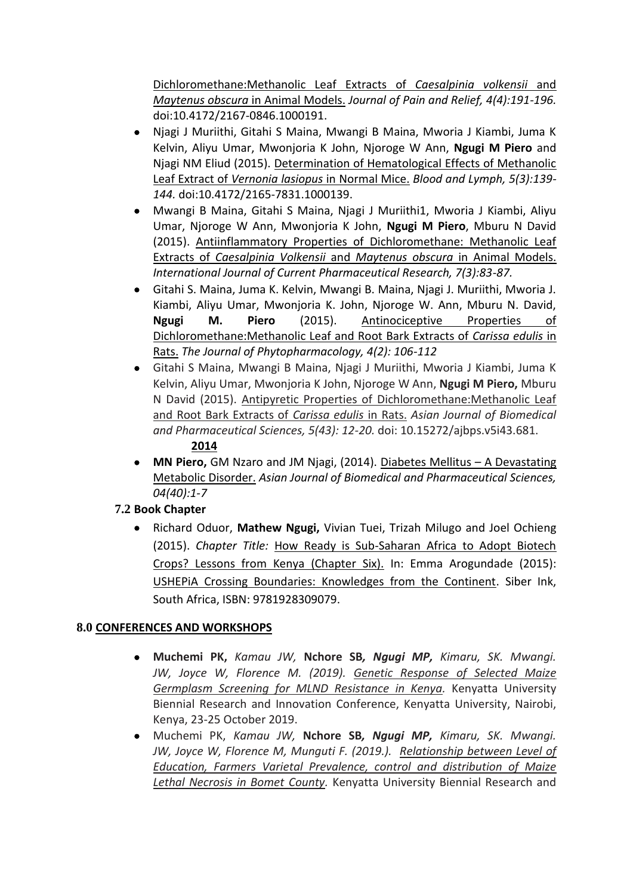Dichloromethane:Methanolic Leaf Extracts of *Caesalpinia volkensii* and *Maytenus obscura* in Animal Models. *Journal of Pain and Relief, 4(4):191-196.* doi:10.4172/2167-0846.1000191.

- Njagi J Muriithi, Gitahi S Maina, Mwangi B Maina, Mworia J Kiambi, Juma K Kelvin, Aliyu Umar, Mwonjoria K John, Njoroge W Ann, **Ngugi M Piero** and Njagi NM Eliud (2015). Determination of Hematological Effects of Methanolic Leaf Extract of *Vernonia lasiopus* in Normal Mice. *Blood and Lymph, 5(3):139-144.* doi:10.4172/2165-7831.1000139.
- Mwangi B Maina, Gitahi S Maina, Njagi J Muriithi1, Mworia J Kiambi, Aliyu Umar, Njoroge W Ann, Mwonjoria K John, **Ngugi M Piero**, Mburu N David (2015). Antiinflammatory Properties of Dichloromethane: Methanolic Leaf Extracts of *Caesalpinia Volkensii* and *Maytenus obscura* in Animal Models. *International Journal of Current Pharmaceutical Research, 7(3):83-87.*
- Gitahi S. Maina, Juma K. Kelvin, Mwangi B. Maina, Njagi J. Muriithi, Mworia J. Kiambi, Aliyu Umar, Mwonjoria K. John, Njoroge W. Ann, Mburu N. David, **Ngugi M. Piero** (2015). Antinociceptive Properties of Dichloromethane:Methanolic Leaf and Root Bark Extracts of *Carissa edulis* in Rats. *The Journal of Phytopharmacology, 4(2): 106-112*
- Gitahi S Maina, Mwangi B Maina, Njagi J Muriithi, Mworia J Kiambi, Juma K Kelvin, Aliyu Umar, Mwonjoria K John, Njoroge W Ann, **Ngugi M Piero,** Mburu N David (2015). Antipyretic Properties of Dichloromethane:Methanolic Leaf and Root Bark Extracts of *Carissa edulis* in Rats. *Asian Journal of Biomedical and Pharmaceutical Sciences, 5(43): 12-20.* doi: 10.15272/ajbps.v5i43.681.

**2014**

- **MN Piero,** GM Nzaro and JM Njagi, (2014). Diabetes Mellitus – A Devastating Metabolic Disorder. *Asian Journal of Biomedical and Pharmaceutical Sciences, 04(40):1-7*

### 7.2 Book Chapter

- Richard Oduor, **Mathew Ngugi,** Vivian Tuei, Trizah Milugo and Joel Ochieng (2015). *Chapter Title:* How Ready is Sub-Saharan Africa to Adopt Biotech Crops? Lessons from Kenya (Chapter Six). In: Emma Arogundade (2015): USHEPiA Crossing Boundaries: Knowledges from the Continent. Siber Ink, South Africa, ISBN: 9781928309079.

## 8.0 CONFERENCES AND WORKSHOPS

- **Muchemi PK,** *Kamau JW,* **Nchore SB***, **Ngugi MP,** Kimaru, SK. Mwangi. JW, Joyce W, Florence M. (2019). Genetic Response of Selected Maize Germplasm Screening for MLND Resistance in Kenya.* Kenyatta University Biennial Research and Innovation Conference, Kenyatta University, Nairobi, Kenya, 23-25 October 2019.
- Muchemi PK, *Kamau JW,* **Nchore SB***, **Ngugi MP,** Kimaru, SK. Mwangi. JW, Joyce W, Florence M, Munguti F. (2019.). Relationship between Level of Education, Farmers Varietal Prevalence, control and distribution of Maize Lethal Necrosis in Bomet County.* Kenyatta University Biennial Research and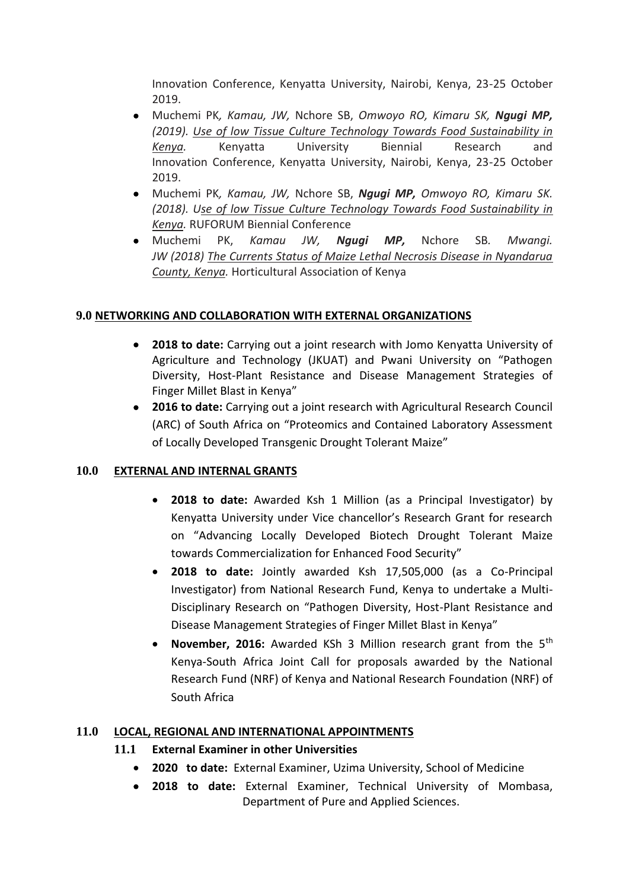Innovation Conference, Kenyatta University, Nairobi, Kenya, 23-25 October 2019.

- Muchemi PK*, Kamau, JW,* Nchore SB, *Omwoyo RO, Kimaru SK,* ***Ngugi MP,*** *(2019). Use of low Tissue Culture Technology Towards Food Sustainability in Kenya.* Kenyatta University Biennial Research and Innovation Conference, Kenyatta University, Nairobi, Kenya, 23-25 October 2019.
- Muchemi PK*, Kamau, JW,* Nchore SB, ***Ngugi MP,*** *Omwoyo RO, Kimaru SK. (2018). Use of low Tissue Culture Technology Towards Food Sustainability in Kenya.* RUFORUM Biennial Conference
- Muchemi PK, *Kamau JW,* ***Ngugi MP,*** Nchore SB. *Mwangi. JW (2018) The Currents Status of Maize Lethal Necrosis Disease in Nyandarua County, Kenya.* Horticultural Association of Kenya

## 9.0 NETWORKING AND COLLABORATION WITH EXTERNAL ORGANIZATIONS

- **2018 to date:** Carrying out a joint research with Jomo Kenyatta University of Agriculture and Technology (JKUAT) and Pwani University on "Pathogen Diversity, Host-Plant Resistance and Disease Management Strategies of Finger Millet Blast in Kenya"
- **2016 to date:** Carrying out a joint research with Agricultural Research Council (ARC) of South Africa on "Proteomics and Contained Laboratory Assessment of Locally Developed Transgenic Drought Tolerant Maize"

## 10.0 EXTERNAL AND INTERNAL GRANTS

- **2018 to date:** Awarded Ksh 1 Million (as a Principal Investigator) by Kenyatta University under Vice chancellor's Research Grant for research on "Advancing Locally Developed Biotech Drought Tolerant Maize towards Commercialization for Enhanced Food Security"
- **2018 to date:** Jointly awarded Ksh 17,505,000 (as a Co-Principal Investigator) from National Research Fund, Kenya to undertake a Multi-Disciplinary Research on "Pathogen Diversity, Host-Plant Resistance and Disease Management Strategies of Finger Millet Blast in Kenya"
- **November, 2016:** Awarded KSh 3 Million research grant from the 5$^{th}$ Kenya-South Africa Joint Call for proposals awarded by the National Research Fund (NRF) of Kenya and National Research Foundation (NRF) of South Africa

## 11.0 LOCAL, REGIONAL AND INTERNATIONAL APPOINTMENTS

### 11.1 External Examiner in other Universities

- **2020 to date:** External Examiner, Uzima University, School of Medicine
- **2018 to date:** External Examiner, Technical University of Mombasa, Department of Pure and Applied Sciences.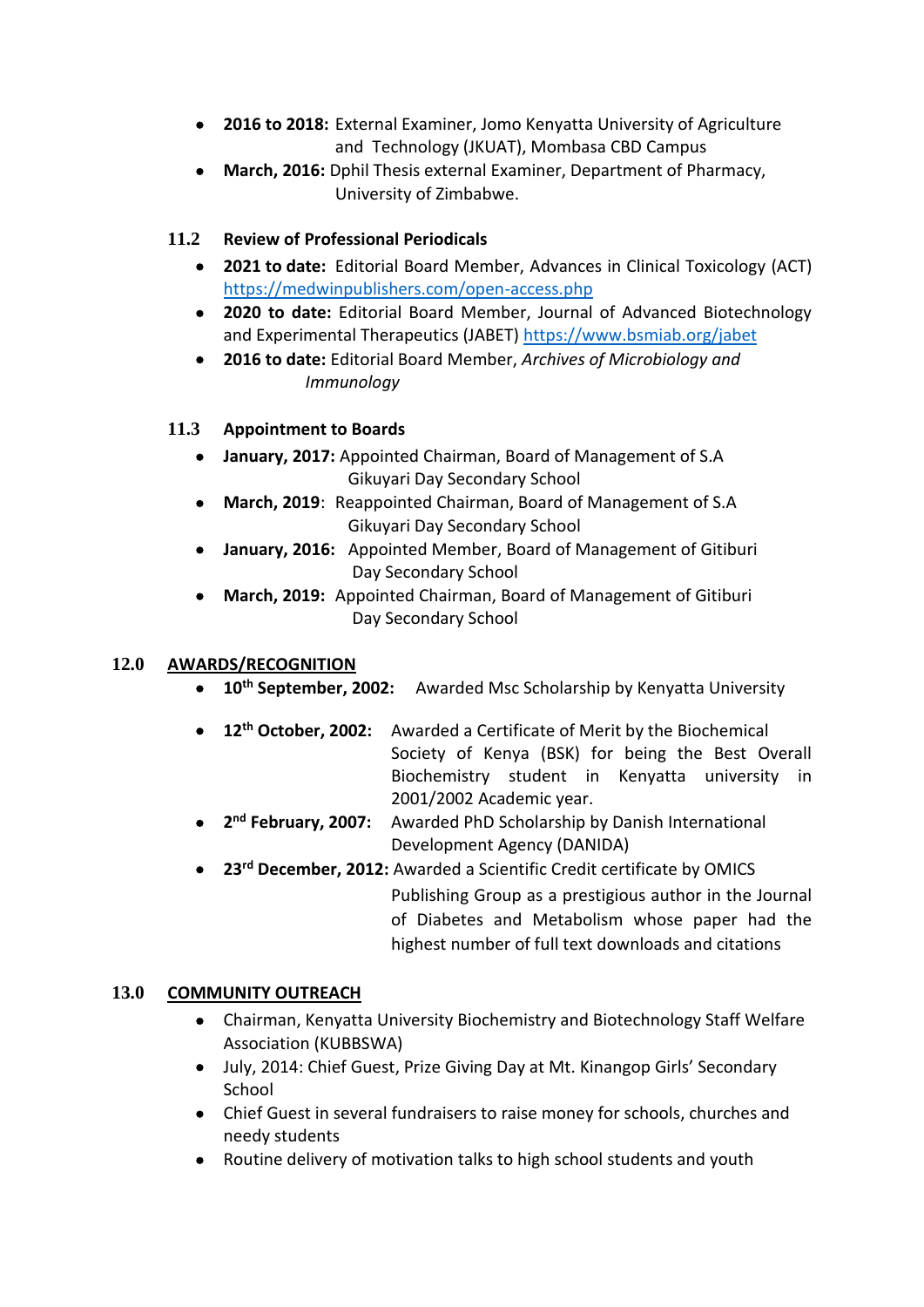- **2016 to 2018:** External Examiner, Jomo Kenyatta University of Agriculture and Technology (JKUAT), Mombasa CBD Campus
- **March, 2016:** Dphil Thesis external Examiner, Department of Pharmacy, University of Zimbabwe.

### 11.2 Review of Professional Periodicals

- **2021 to date:** Editorial Board Member, Advances in Clinical Toxicology (ACT) https://medwinpublishers.com/open-access.php
- **2020 to date:** Editorial Board Member, Journal of Advanced Biotechnology and Experimental Therapeutics (JABET) https://www.bsmiab.org/jabet
- **2016 to date:** Editorial Board Member, *Archives of Microbiology and Immunology*

### 11.3 Appointment to Boards

- **January, 2017:** Appointed Chairman, Board of Management of S.A Gikuyari Day Secondary School
- **March, 2019**: Reappointed Chairman, Board of Management of S.A Gikuyari Day Secondary School
- **January, 2016:** Appointed Member, Board of Management of Gitiburi Day Secondary School
- **March, 2019:** Appointed Chairman, Board of Management of Gitiburi Day Secondary School

## 12.0 AWARDS/RECOGNITION

- **10th September, 2002:** Awarded Msc Scholarship by Kenyatta University
- **12th October, 2002:** Awarded a Certificate of Merit by the Biochemical Society of Kenya (BSK) for being the Best Overall Biochemistry student in Kenyatta university in 2001/2002 Academic year.
- **2nd February, 2007:** Awarded PhD Scholarship by Danish International Development Agency (DANIDA)
- **23rd December, 2012:** Awarded a Scientific Credit certificate by OMICS Publishing Group as a prestigious author in the Journal of Diabetes and Metabolism whose paper had the highest number of full text downloads and citations

## 13.0 COMMUNITY OUTREACH

- Chairman, Kenyatta University Biochemistry and Biotechnology Staff Welfare Association (KUBBSWA)
- July, 2014: Chief Guest, Prize Giving Day at Mt. Kinangop Girls' Secondary School
- Chief Guest in several fundraisers to raise money for schools, churches and needy students
- Routine delivery of motivation talks to high school students and youth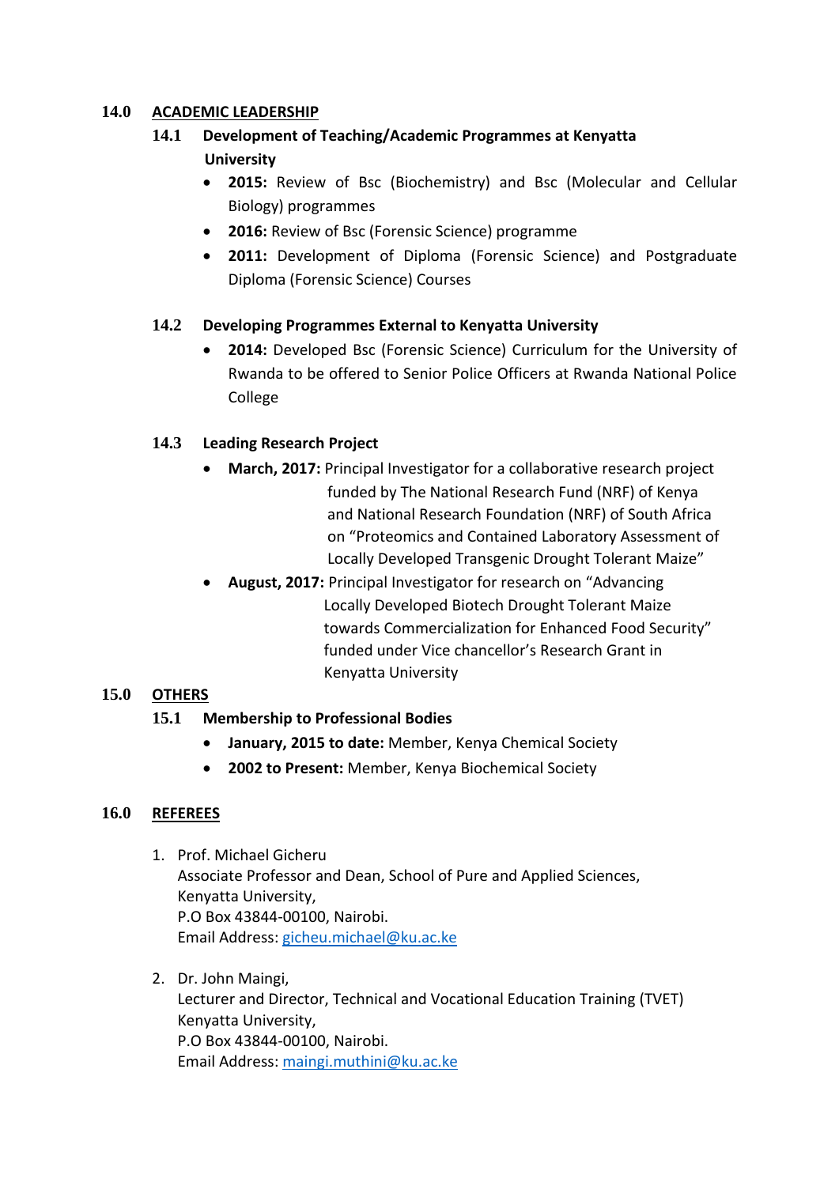## 14.0 ACADEMIC LEADERSHIP

### 14.1 Development of Teaching/Academic Programmes at Kenyatta University

- **2015:** Review of Bsc (Biochemistry) and Bsc (Molecular and Cellular Biology) programmes
- **2016:** Review of Bsc (Forensic Science) programme
- **2011:** Development of Diploma (Forensic Science) and Postgraduate Diploma (Forensic Science) Courses

### 14.2 Developing Programmes External to Kenyatta University

- **2014:** Developed Bsc (Forensic Science) Curriculum for the University of Rwanda to be offered to Senior Police Officers at Rwanda National Police College

### 14.3 Leading Research Project

- **March, 2017:** Principal Investigator for a collaborative research project funded by The National Research Fund (NRF) of Kenya and National Research Foundation (NRF) of South Africa on "Proteomics and Contained Laboratory Assessment of Locally Developed Transgenic Drought Tolerant Maize"
- **August, 2017:** Principal Investigator for research on "Advancing Locally Developed Biotech Drought Tolerant Maize towards Commercialization for Enhanced Food Security" funded under Vice chancellor's Research Grant in Kenyatta University

## 15.0 OTHERS

### 15.1 Membership to Professional Bodies

- **January, 2015 to date:** Member, Kenya Chemical Society
- **2002 to Present:** Member, Kenya Biochemical Society

## 16.0 REFEREES

1. Prof. Michael Gicheru
   Associate Professor and Dean, School of Pure and Applied Sciences,
   Kenyatta University,
   P.O Box 43844-00100, Nairobi.
   Email Address: gicheu.michael@ku.ac.ke

2. Dr. John Maingi,
   Lecturer and Director, Technical and Vocational Education Training (TVET)
   Kenyatta University,
   P.O Box 43844-00100, Nairobi.
   Email Address: maingi.muthini@ku.ac.ke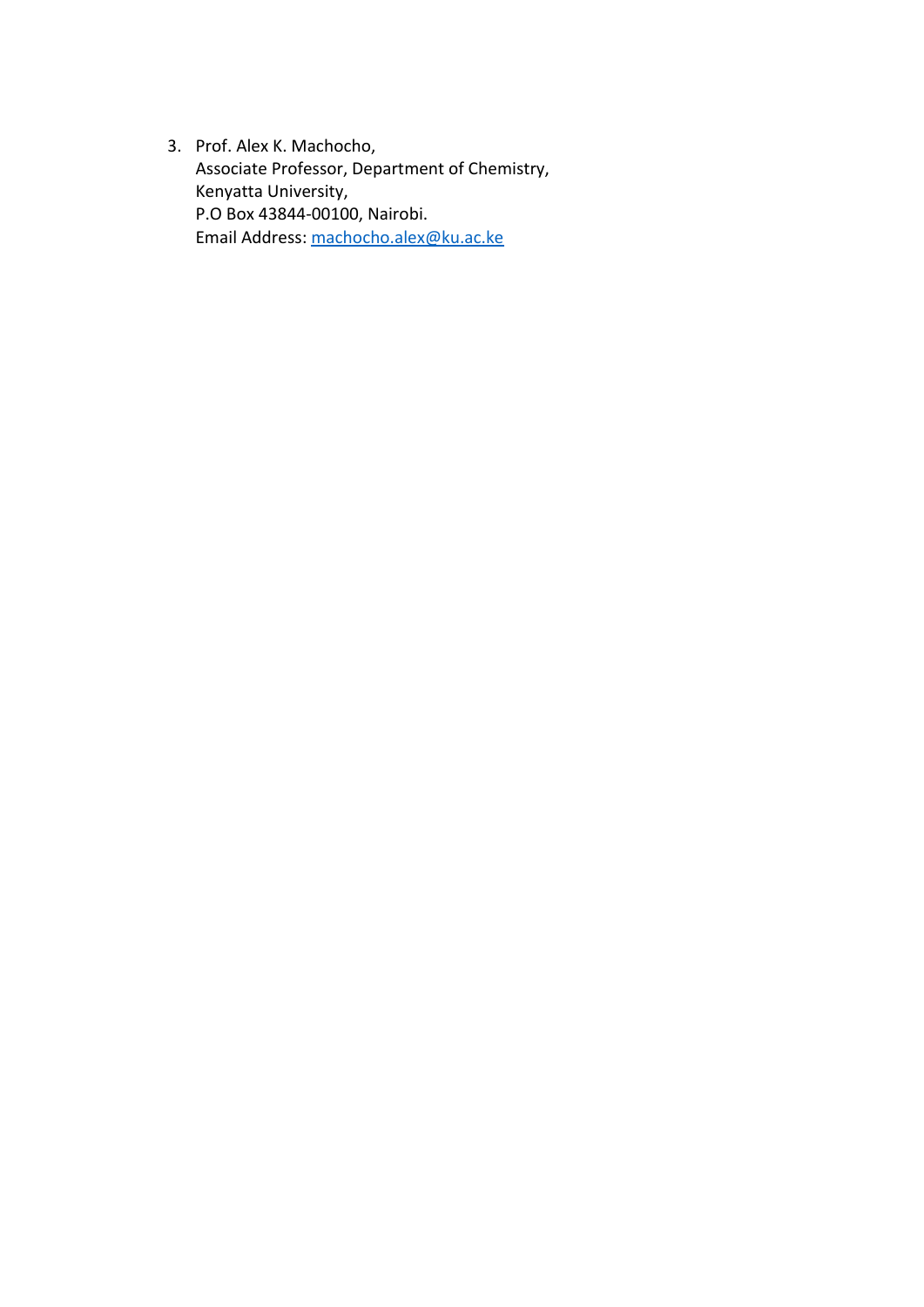3. Prof. Alex K. Machocho,  
   Associate Professor, Department of Chemistry,  
   Kenyatta University,  
   P.O Box 43844-00100, Nairobi.  
   Email Address: machocho.alex@ku.ac.ke